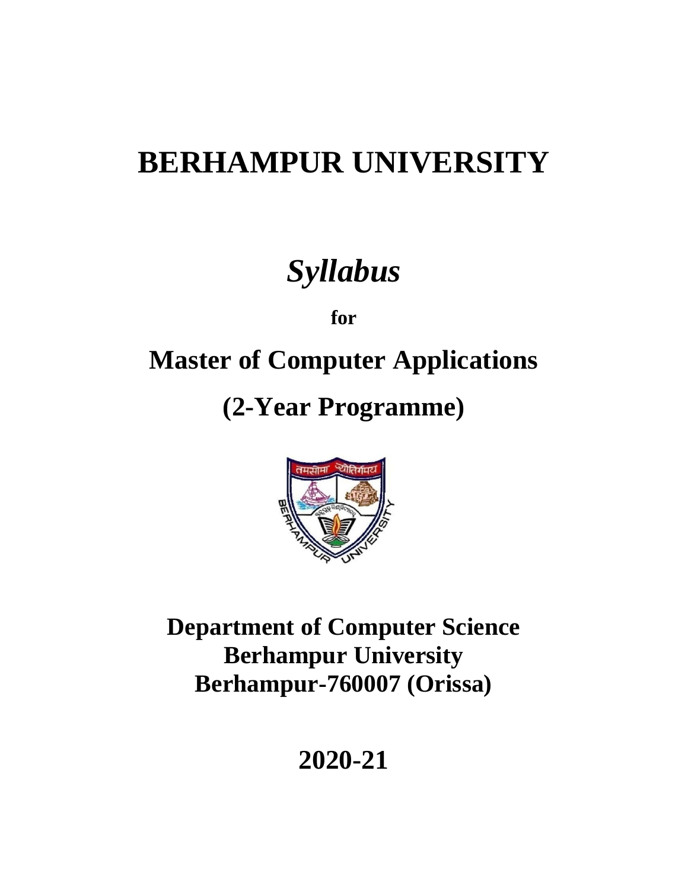# BERHAMPUR UNIVERSITY

## *Syllabus*

**for**

## Master of Computer Applications

## (2-Year Programme)

**Department of Computer Science**
**Berhampur University**
**Berhampur-760007 (Orissa)**

## 2020-21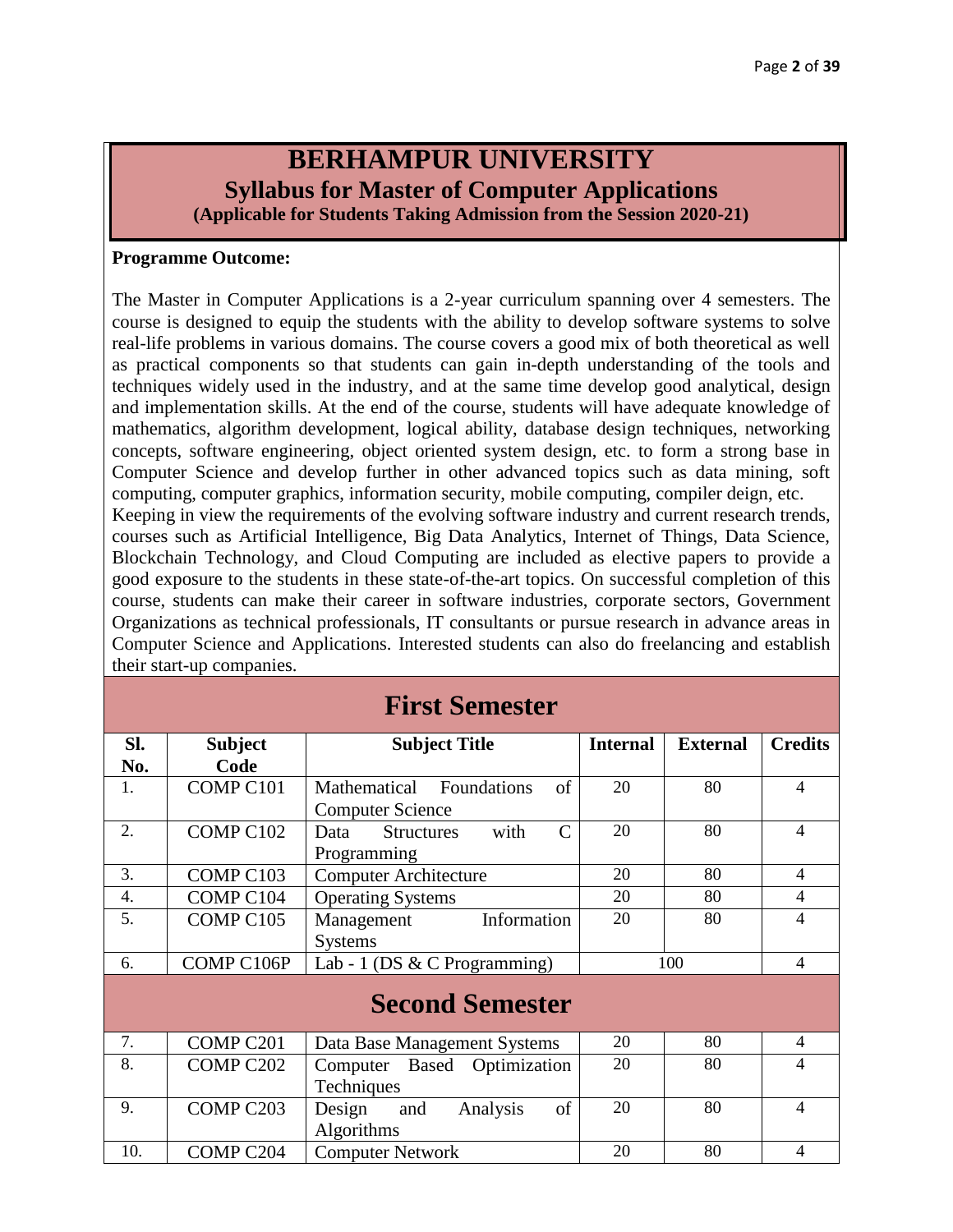# BERHAMPUR UNIVERSITY

## Syllabus for Master of Computer Applications

**(Applicable for Students Taking Admission from the Session 2020-21)**

**Programme Outcome:**

The Master in Computer Applications is a 2-year curriculum spanning over 4 semesters. The course is designed to equip the students with the ability to develop software systems to solve real-life problems in various domains. The course covers a good mix of both theoretical as well as practical components so that students can gain in-depth understanding of the tools and techniques widely used in the industry, and at the same time develop good analytical, design and implementation skills. At the end of the course, students will have adequate knowledge of mathematics, algorithm development, logical ability, database design techniques, networking concepts, software engineering, object oriented system design, etc. to form a strong base in Computer Science and develop further in other advanced topics such as data mining, soft computing, computer graphics, information security, mobile computing, compiler deign, etc.
Keeping in view the requirements of the evolving software industry and current research trends, courses such as Artificial Intelligence, Big Data Analytics, Internet of Things, Data Science, Blockchain Technology, and Cloud Computing are included as elective papers to provide a good exposure to the students in these state-of-the-art topics. On successful completion of this course, students can make their career in software industries, corporate sectors, Government Organizations as technical professionals, IT consultants or pursue research in advance areas in Computer Science and Applications. Interested students can also do freelancing and establish their start-up companies.

| Sl. No. | Subject Code | Subject Title | Internal | External | Credits |
|---|---|---|---|---|---|
| **First Semester** | | | | | |
| 1. | COMP C101 | Mathematical Foundations of Computer Science | 20 | 80 | 4 |
| 2. | COMP C102 | Data Structures with C Programming | 20 | 80 | 4 |
| 3. | COMP C103 | Computer Architecture | 20 | 80 | 4 |
| 4. | COMP C104 | Operating Systems | 20 | 80 | 4 |
| 5. | COMP C105 | Management Information Systems | 20 | 80 | 4 |
| 6. | COMP C106P | Lab - 1 (DS & C Programming) | 100 | | 4 |
| **Second Semester** | | | | | |
| 7. | COMP C201 | Data Base Management Systems | 20 | 80 | 4 |
| 8. | COMP C202 | Computer Based Optimization Techniques | 20 | 80 | 4 |
| 9. | COMP C203 | Design and Analysis of Algorithms | 20 | 80 | 4 |
| 10. | COMP C204 | Computer Network | 20 | 80 | 4 |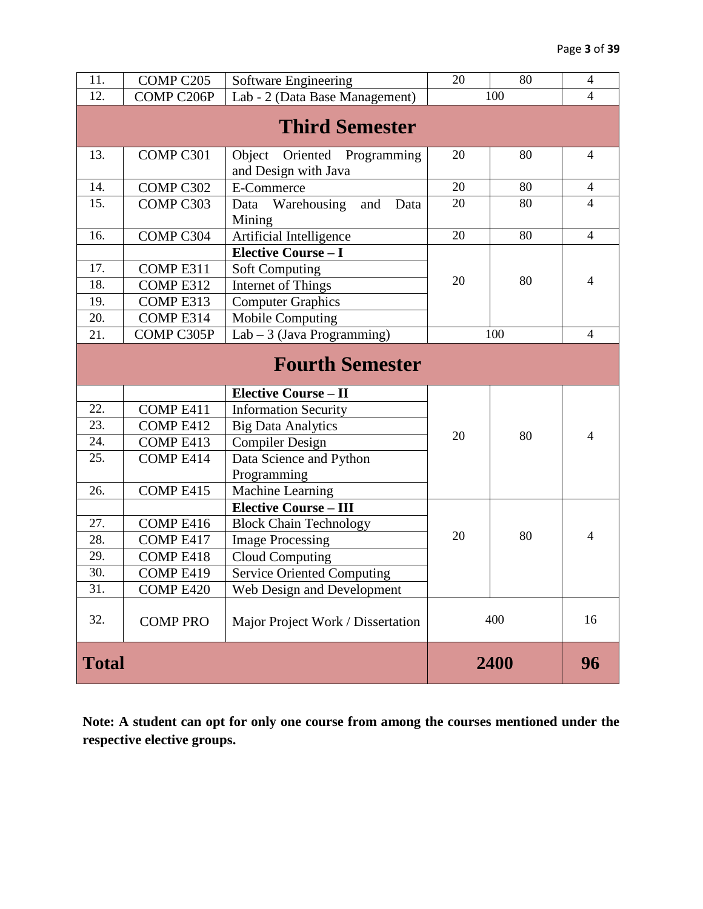| | | | | | |
|---|---|---|---|---|---|
| 11. | COMP C205 | Software Engineering | 20 | 80 | 4 |
| 12. | COMP C206P | Lab - 2 (Data Base Management) | 100 | | 4 |
| **Third Semester** | | | | | |
| 13. | COMP C301 | Object Oriented Programming and Design with Java | 20 | 80 | 4 |
| 14. | COMP C302 | E-Commerce | 20 | 80 | 4 |
| 15. | COMP C303 | Data Warehousing and Data Mining | 20 | 80 | 4 |
| 16. | COMP C304 | Artificial Intelligence | 20 | 80 | 4 |
| | | **Elective Course – I** | 20 | 80 | 4 |
| 17. | COMP E311 | Soft Computing | | | |
| 18. | COMP E312 | Internet of Things | | | |
| 19. | COMP E313 | Computer Graphics | | | |
| 20. | COMP E314 | Mobile Computing | | | |
| 21. | COMP C305P | Lab – 3 (Java Programming) | 100 | | 4 |
| **Fourth Semester** | | | | | |
| | | **Elective Course – II** | 20 | 80 | 4 |
| 22. | COMP E411 | Information Security | | | |
| 23. | COMP E412 | Big Data Analytics | | | |
| 24. | COMP E413 | Compiler Design | | | |
| 25. | COMP E414 | Data Science and Python Programming | | | |
| 26. | COMP E415 | Machine Learning | | | |
| | | **Elective Course – III** | 20 | 80 | 4 |
| 27. | COMP E416 | Block Chain Technology | | | |
| 28. | COMP E417 | Image Processing | | | |
| 29. | COMP E418 | Cloud Computing | | | |
| 30. | COMP E419 | Service Oriented Computing | | | |
| 31. | COMP E420 | Web Design and Development | | | |
| 32. | COMP PRO | Major Project Work / Dissertation | 400 | | 16 |
| **Total** | | | **2400** | | **96** |

**Note: A student can opt for only one course from among the courses mentioned under the respective elective groups.**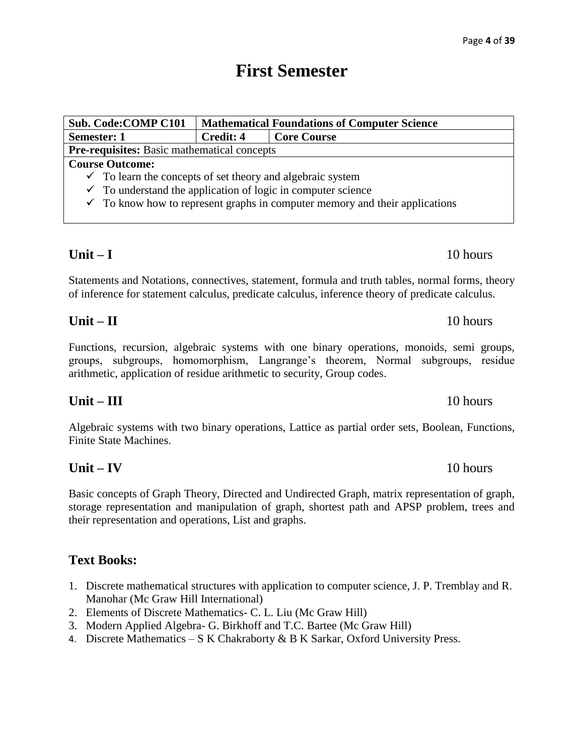# First Semester

| Sub. Code:COMP C101 | Mathematical Foundations of Computer Science | |
|---|---|---|
| Semester: 1 | Credit: 4 | Core Course |
| **Pre-requisites:** Basic mathematical concepts | | |
| **Course Outcome:**<br>✓ To learn the concepts of set theory and algebraic system<br>✓ To understand the application of logic in computer science<br>✓ To know how to represent graphs in computer memory and their applications | | |

## Unit – I 10 hours

Statements and Notations, connectives, statement, formula and truth tables, normal forms, theory of inference for statement calculus, predicate calculus, inference theory of predicate calculus.

## Unit – II 10 hours

Functions, recursion, algebraic systems with one binary operations, monoids, semi groups, groups, subgroups, homomorphism, Langrange's theorem, Normal subgroups, residue arithmetic, application of residue arithmetic to security, Group codes.

## Unit – III 10 hours

Algebraic systems with two binary operations, Lattice as partial order sets, Boolean, Functions, Finite State Machines.

## Unit – IV 10 hours

Basic concepts of Graph Theory, Directed and Undirected Graph, matrix representation of graph, storage representation and manipulation of graph, shortest path and APSP problem, trees and their representation and operations, List and graphs.

## Text Books:

1. Discrete mathematical structures with application to computer science, J. P. Tremblay and R. Manohar (Mc Graw Hill International)
2. Elements of Discrete Mathematics- C. L. Liu (Mc Graw Hill)
3. Modern Applied Algebra- G. Birkhoff and T.C. Bartee (Mc Graw Hill)
4. Discrete Mathematics – S K Chakraborty & B K Sarkar, Oxford University Press.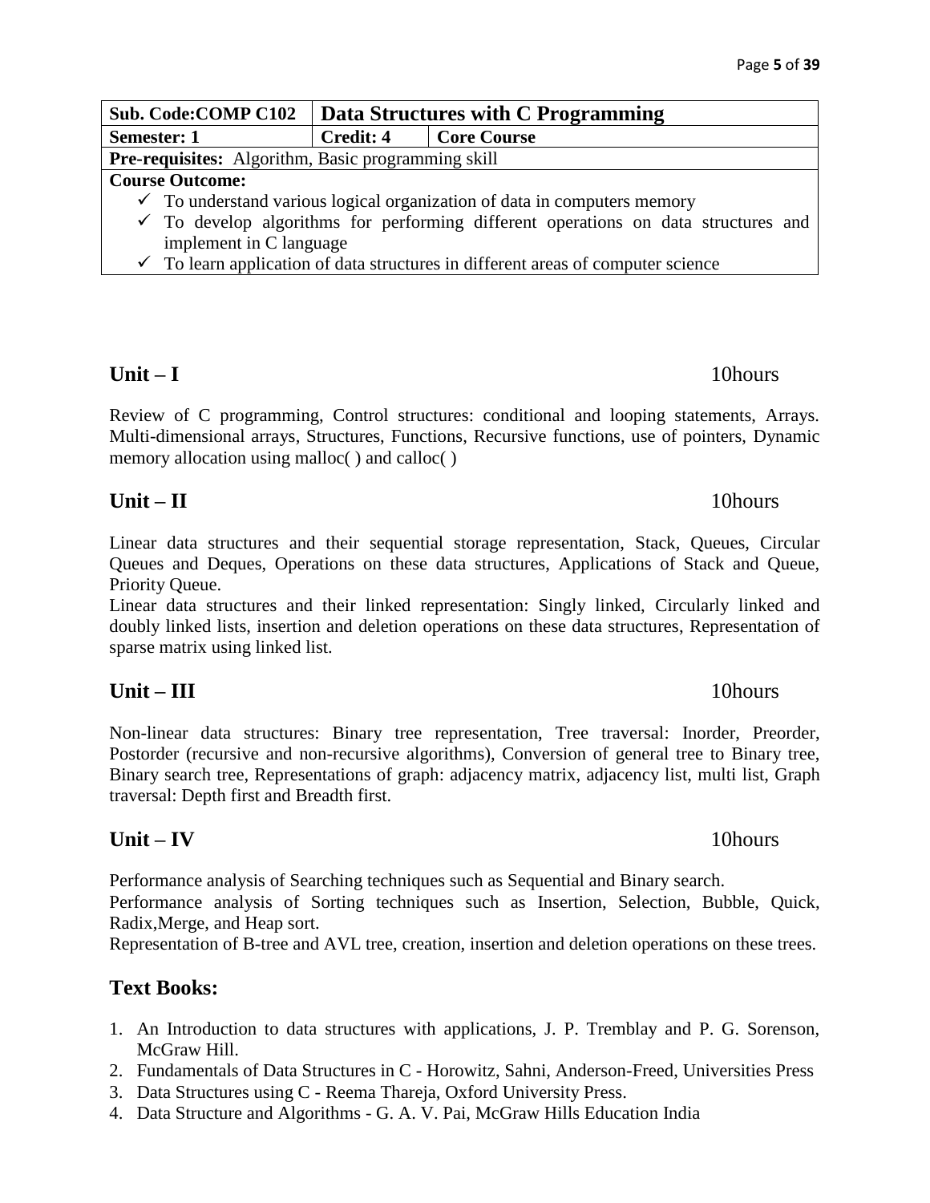| Sub. Code:COMP C102 | **Data Structures with C Programming** | |
|---|---|---|
| **Semester: 1** | **Credit: 4** | **Core Course** |
| **Pre-requisites:** Algorithm, Basic programming skill | | |
| **Course Outcome:** ✓ To understand various logical organization of data in computers memory ✓ To develop algorithms for performing different operations on data structures and implement in C language ✓ To learn application of data structures in different areas of computer science | | |

## Unit – I 10hours

Review of C programming, Control structures: conditional and looping statements, Arrays. Multi-dimensional arrays, Structures, Functions, Recursive functions, use of pointers, Dynamic memory allocation using malloc( ) and calloc( )

## Unit – II 10hours

Linear data structures and their sequential storage representation, Stack, Queues, Circular Queues and Deques, Operations on these data structures, Applications of Stack and Queue, Priority Queue.

Linear data structures and their linked representation: Singly linked, Circularly linked and doubly linked lists, insertion and deletion operations on these data structures, Representation of sparse matrix using linked list.

## Unit – III 10hours

Non-linear data structures: Binary tree representation, Tree traversal: Inorder, Preorder, Postorder (recursive and non-recursive algorithms), Conversion of general tree to Binary tree, Binary search tree, Representations of graph: adjacency matrix, adjacency list, multi list, Graph traversal: Depth first and Breadth first.

## Unit – IV 10hours

Performance analysis of Searching techniques such as Sequential and Binary search.

Performance analysis of Sorting techniques such as Insertion, Selection, Bubble, Quick, Radix,Merge, and Heap sort.

Representation of B-tree and AVL tree, creation, insertion and deletion operations on these trees.

## Text Books:

1. An Introduction to data structures with applications, J. P. Tremblay and P. G. Sorenson, McGraw Hill.
2. Fundamentals of Data Structures in C - Horowitz, Sahni, Anderson-Freed, Universities Press
3. Data Structures using C - Reema Thareja, Oxford University Press.
4. Data Structure and Algorithms - G. A. V. Pai, McGraw Hills Education India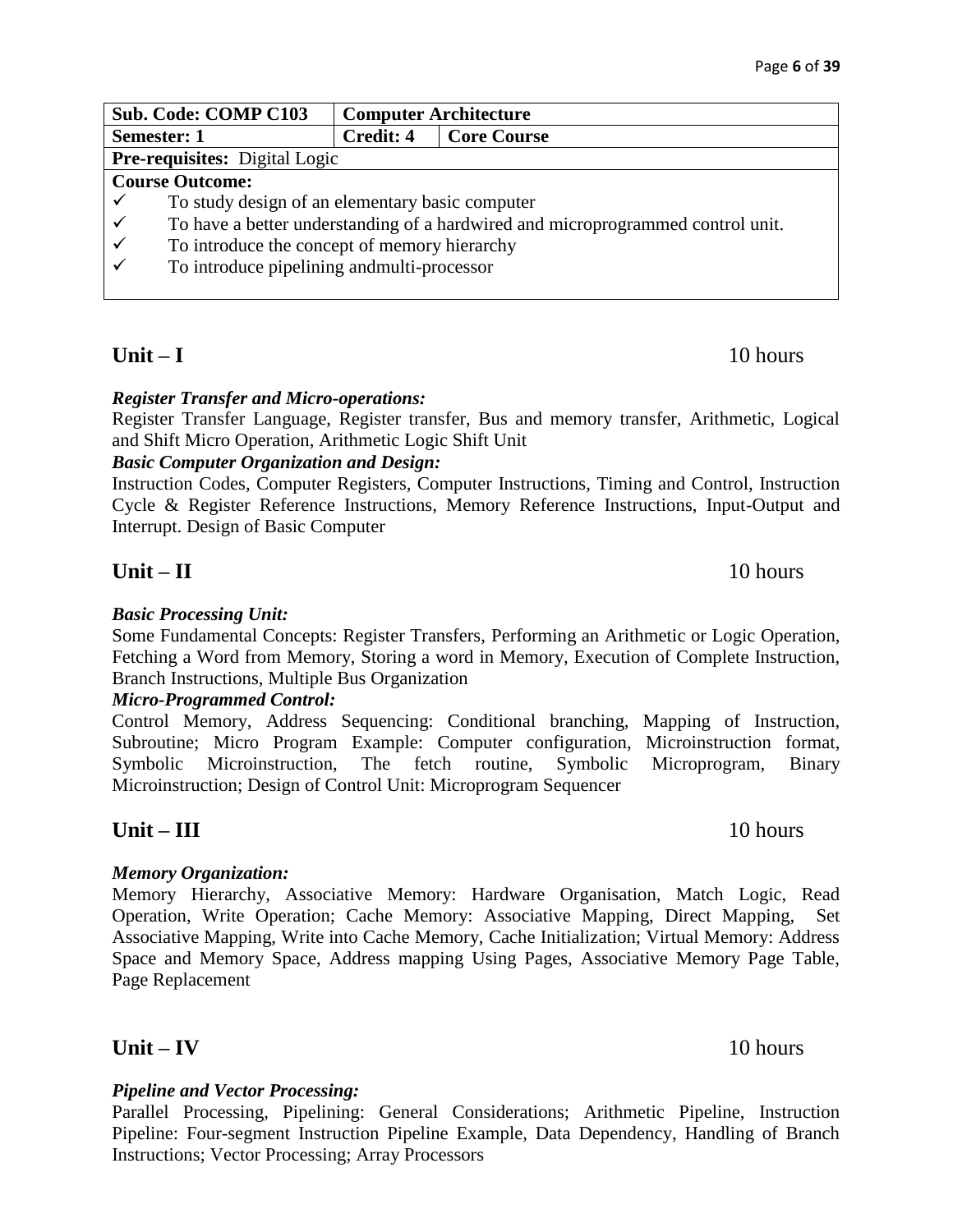| Sub. Code: COMP C103 | Computer Architecture | |
|---|---|---|
| Semester: 1 | Credit: 4 | Core Course |
| Pre-requisites: Digital Logic | | |

**Course Outcome:**

- ✓ To study design of an elementary basic computer
- ✓ To have a better understanding of a hardwired and microprogrammed control unit.
- ✓ To introduce the concept of memory hierarchy
- ✓ To introduce pipelining andmulti-processor

## Unit – I 10 hours

***Register Transfer and Micro-operations:***

Register Transfer Language, Register transfer, Bus and memory transfer, Arithmetic, Logical and Shift Micro Operation, Arithmetic Logic Shift Unit

***Basic Computer Organization and Design:***

Instruction Codes, Computer Registers, Computer Instructions, Timing and Control, Instruction Cycle & Register Reference Instructions, Memory Reference Instructions, Input-Output and Interrupt. Design of Basic Computer

## Unit – II 10 hours

***Basic Processing Unit:***

Some Fundamental Concepts: Register Transfers, Performing an Arithmetic or Logic Operation, Fetching a Word from Memory, Storing a word in Memory, Execution of Complete Instruction, Branch Instructions, Multiple Bus Organization

***Micro-Programmed Control:***

Control Memory, Address Sequencing: Conditional branching, Mapping of Instruction, Subroutine; Micro Program Example: Computer configuration, Microinstruction format, Symbolic Microinstruction, The fetch routine, Symbolic Microprogram, Binary Microinstruction; Design of Control Unit: Microprogram Sequencer

## Unit – III 10 hours

***Memory Organization:***

Memory Hierarchy, Associative Memory: Hardware Organisation, Match Logic, Read Operation, Write Operation; Cache Memory: Associative Mapping, Direct Mapping, Set Associative Mapping, Write into Cache Memory, Cache Initialization; Virtual Memory: Address Space and Memory Space, Address mapping Using Pages, Associative Memory Page Table, Page Replacement

## Unit – IV 10 hours

***Pipeline and Vector Processing:***

Parallel Processing, Pipelining: General Considerations; Arithmetic Pipeline, Instruction Pipeline: Four-segment Instruction Pipeline Example, Data Dependency, Handling of Branch Instructions; Vector Processing; Array Processors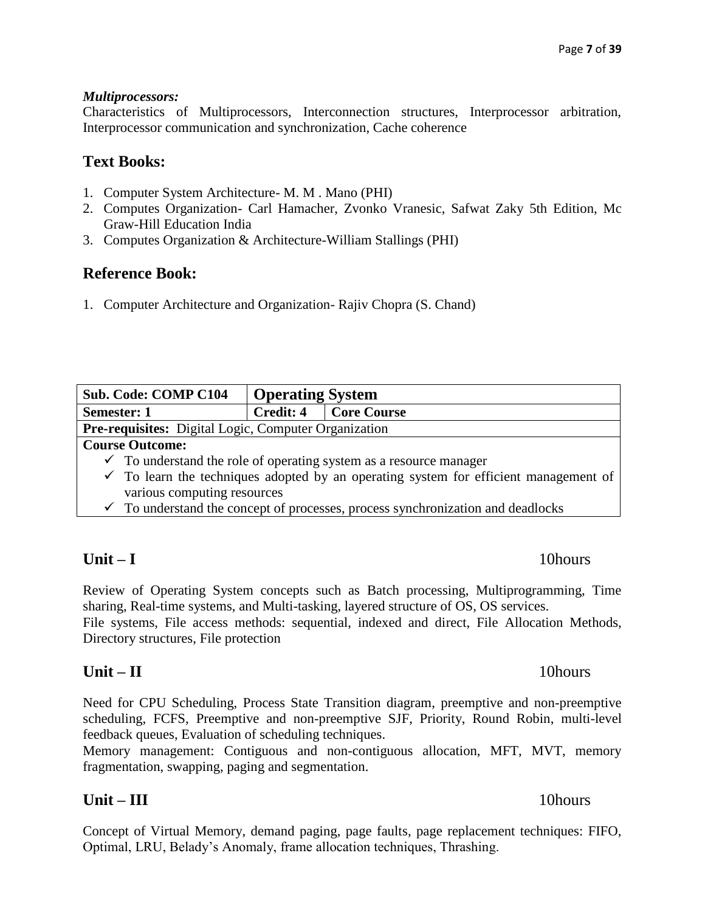***Multiprocessors:***

Characteristics of Multiprocessors, Interconnection structures, Interprocessor arbitration, Interprocessor communication and synchronization, Cache coherence

## Text Books:

1. Computer System Architecture- M. M . Mano (PHI)
2. Computes Organization- Carl Hamacher, Zvonko Vranesic, Safwat Zaky 5th Edition, Mc Graw-Hill Education India
3. Computes Organization & Architecture-William Stallings (PHI)

## Reference Book:

1. Computer Architecture and Organization- Rajiv Chopra (S. Chand)

| **Sub. Code: COMP C104** | **Operating System** | |
|---|---|---|
| **Semester: 1** | **Credit: 4** | **Core Course** |
| **Pre-requisites:** Digital Logic, Computer Organization | | |
| **Course Outcome:** ✓ To understand the role of operating system as a resource manager ✓ To learn the techniques adopted by an operating system for efficient management of various computing resources ✓ To understand the concept of processes, process synchronization and deadlocks | | |

## Unit – I 10hours

Review of Operating System concepts such as Batch processing, Multiprogramming, Time sharing, Real-time systems, and Multi-tasking, layered structure of OS, OS services.

File systems, File access methods: sequential, indexed and direct, File Allocation Methods, Directory structures, File protection

## Unit – II 10hours

Need for CPU Scheduling, Process State Transition diagram, preemptive and non-preemptive scheduling, FCFS, Preemptive and non-preemptive SJF, Priority, Round Robin, multi-level feedback queues, Evaluation of scheduling techniques.

Memory management: Contiguous and non-contiguous allocation, MFT, MVT, memory fragmentation, swapping, paging and segmentation.

## Unit – III 10hours

Concept of Virtual Memory, demand paging, page faults, page replacement techniques: FIFO, Optimal, LRU, Belady's Anomaly, frame allocation techniques, Thrashing.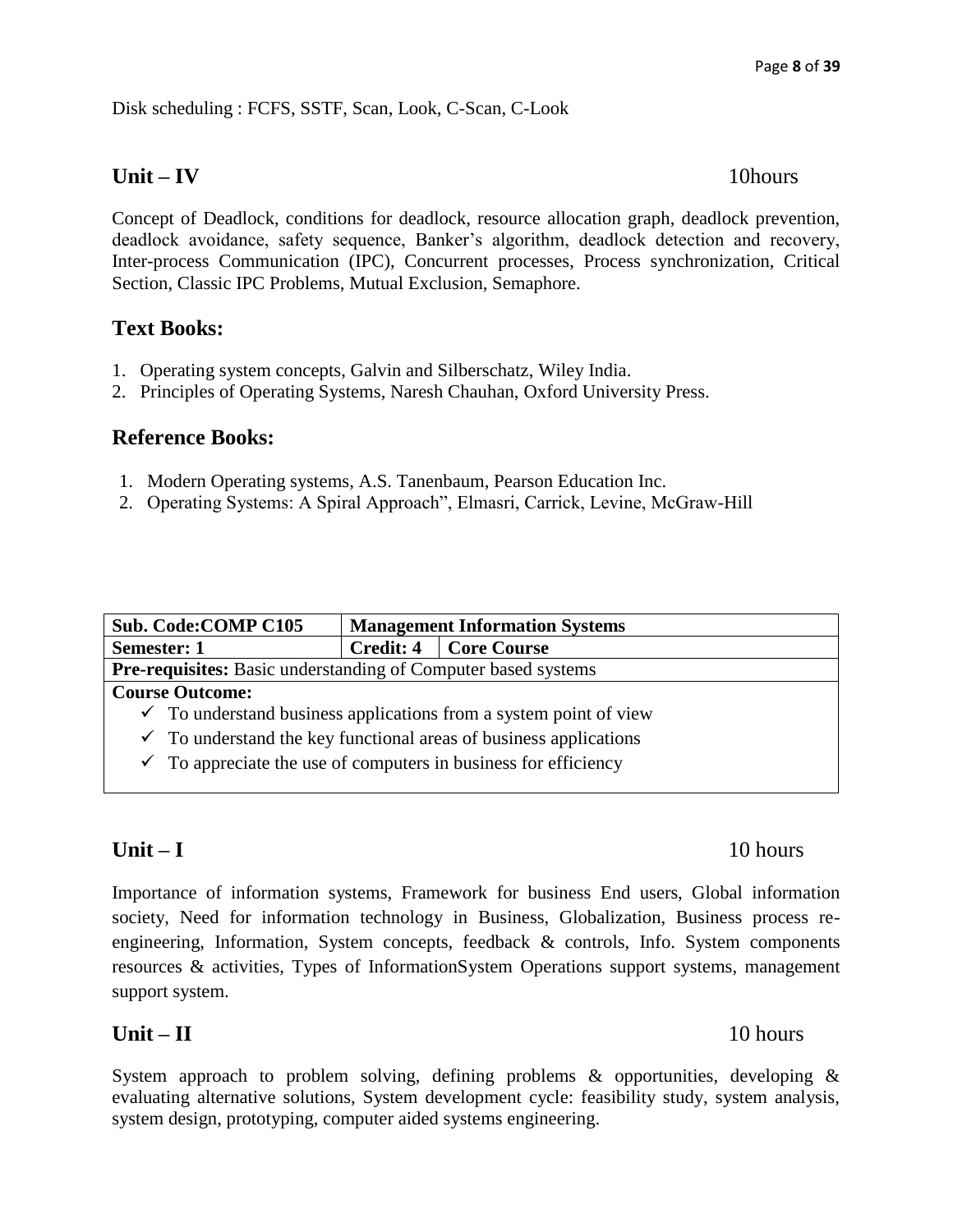Disk scheduling : FCFS, SSTF, Scan, Look, C-Scan, C-Look

## Unit – IV 10hours

Concept of Deadlock, conditions for deadlock, resource allocation graph, deadlock prevention, deadlock avoidance, safety sequence, Banker's algorithm, deadlock detection and recovery, Inter-process Communication (IPC), Concurrent processes, Process synchronization, Critical Section, Classic IPC Problems, Mutual Exclusion, Semaphore.

## Text Books:

1. Operating system concepts, Galvin and Silberschatz, Wiley India.
2. Principles of Operating Systems, Naresh Chauhan, Oxford University Press.

## Reference Books:

1. Modern Operating systems, A.S. Tanenbaum, Pearson Education Inc.
2. Operating Systems: A Spiral Approach", Elmasri, Carrick, Levine, McGraw-Hill

| **Sub. Code:COMP C105** | **Management Information Systems** | |
|---|---|---|
| **Semester: 1** | **Credit: 4** | **Core Course** |
| **Pre-requisites:** Basic understanding of Computer based systems | | |
| **Course Outcome:**<br>✓ To understand business applications from a system point of view<br>✓ To understand the key functional areas of business applications<br>✓ To appreciate the use of computers in business for efficiency | | |

## Unit – I 10 hours

Importance of information systems, Framework for business End users, Global information society, Need for information technology in Business, Globalization, Business process re-engineering, Information, System concepts, feedback & controls, Info. System components resources & activities, Types of InformationSystem Operations support systems, management support system.

## Unit – II 10 hours

System approach to problem solving, defining problems & opportunities, developing & evaluating alternative solutions, System development cycle: feasibility study, system analysis, system design, prototyping, computer aided systems engineering.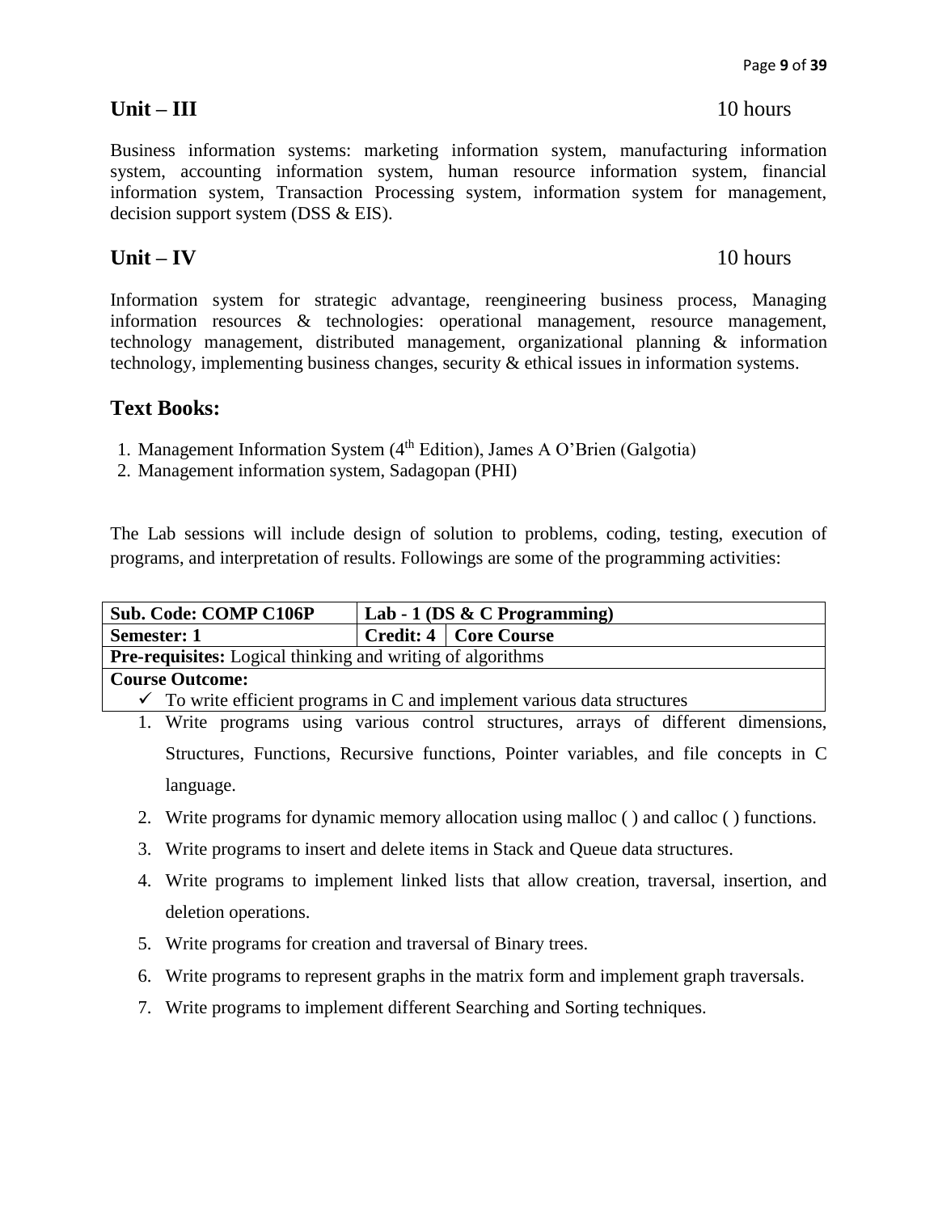## Unit – III 10 hours

Business information systems: marketing information system, manufacturing information system, accounting information system, human resource information system, financial information system, Transaction Processing system, information system for management, decision support system (DSS & EIS).

## Unit – IV 10 hours

Information system for strategic advantage, reengineering business process, Managing information resources & technologies: operational management, resource management, technology management, distributed management, organizational planning & information technology, implementing business changes, security & ethical issues in information systems.

## Text Books:

1. Management Information System ($4^{th}$ Edition), James A O'Brien (Galgotia)
2. Management information system, Sadagopan (PHI)

The Lab sessions will include design of solution to problems, coding, testing, execution of programs, and interpretation of results. Followings are some of the programming activities:

| **Sub. Code: COMP C106P** | **Lab - 1 (DS & C Programming)** | |
|---|---|---|
| **Semester: 1** | **Credit: 4** | **Core Course** |
| **Pre-requisites:** Logical thinking and writing of algorithms | | |
| **Course Outcome:** ✓ To write efficient programs in C and implement various data structures | | |

1. Write programs using various control structures, arrays of different dimensions, Structures, Functions, Recursive functions, Pointer variables, and file concepts in C language.
2. Write programs for dynamic memory allocation using malloc ( ) and calloc ( ) functions.
3. Write programs to insert and delete items in Stack and Queue data structures.
4. Write programs to implement linked lists that allow creation, traversal, insertion, and deletion operations.
5. Write programs for creation and traversal of Binary trees.
6. Write programs to represent graphs in the matrix form and implement graph traversals.
7. Write programs to implement different Searching and Sorting techniques.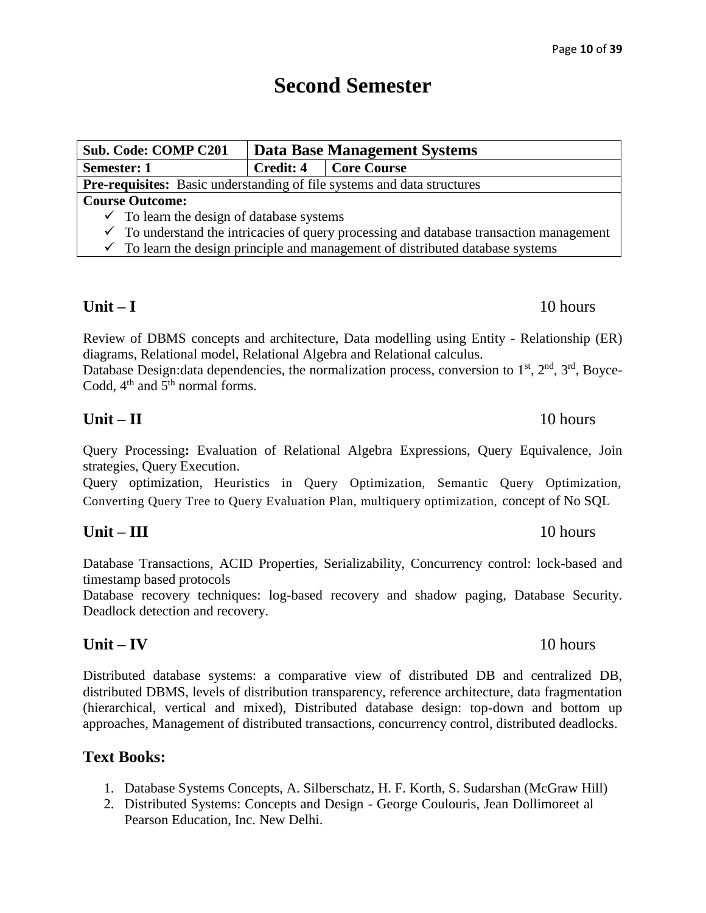# Second Semester

| Sub. Code: COMP C201 | Data Base Management Systems | |
|---|---|---|
| Semester: 1 | Credit: 4 | Core Course |
| **Pre-requisites:** Basic understanding of file systems and data structures | | |
| **Course Outcome:**<br>✓ To learn the design of database systems<br>✓ To understand the intricacies of query processing and database transaction management<br>✓ To learn the design principle and management of distributed database systems | | |

## Unit – I 10 hours

Review of DBMS concepts and architecture, Data modelling using Entity - Relationship (ER) diagrams, Relational model, Relational Algebra and Relational calculus.
Database Design:data dependencies, the normalization process, conversion to 1st, 2nd, 3rd, Boyce-Codd, 4th and 5th normal forms.

## Unit – II 10 hours

Query Processing**:** Evaluation of Relational Algebra Expressions, Query Equivalence, Join strategies, Query Execution.
Query optimization, Heuristics in Query Optimization, Semantic Query Optimization, Converting Query Tree to Query Evaluation Plan, multiquery optimization, concept of No SQL

## Unit – III 10 hours

Database Transactions, ACID Properties, Serializability, Concurrency control: lock-based and timestamp based protocols
Database recovery techniques: log-based recovery and shadow paging, Database Security. Deadlock detection and recovery.

## Unit – IV 10 hours

Distributed database systems: a comparative view of distributed DB and centralized DB, distributed DBMS, levels of distribution transparency, reference architecture, data fragmentation (hierarchical, vertical and mixed), Distributed database design: top-down and bottom up approaches, Management of distributed transactions, concurrency control, distributed deadlocks.

## Text Books:

1. Database Systems Concepts, A. Silberschatz, H. F. Korth, S. Sudarshan (McGraw Hill)
2. Distributed Systems: Concepts and Design - George Coulouris, Jean Dollimoreet al Pearson Education, Inc. New Delhi.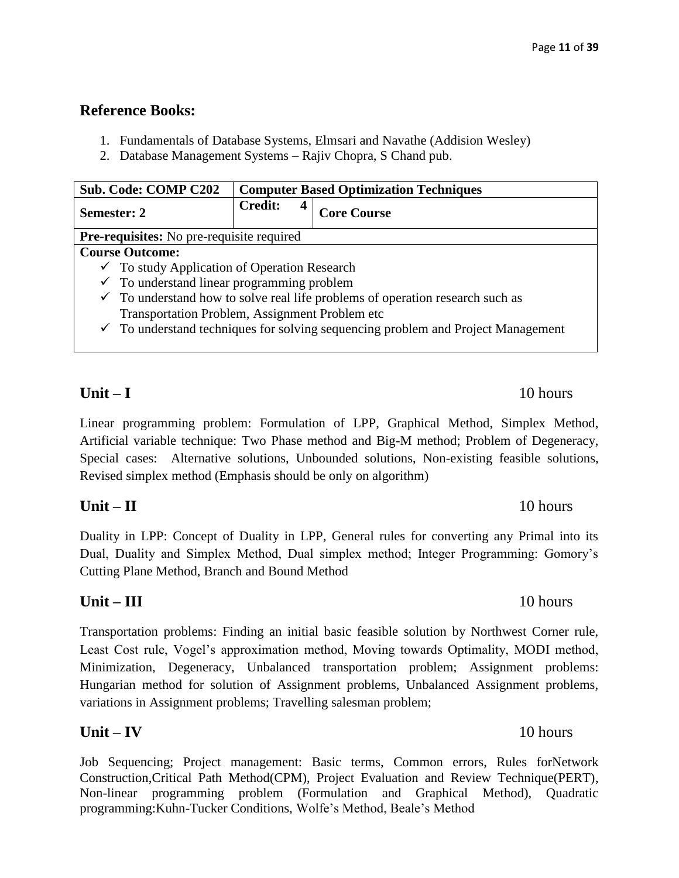## Reference Books:

1. Fundamentals of Database Systems, Elmsari and Navathe (Addision Wesley)
2. Database Management Systems – Rajiv Chopra, S Chand pub.

| **Sub. Code: COMP C202** | **Computer Based Optimization Techniques** | |
|---|---|---|
| **Semester: 2** | **Credit: 4** | **Core Course** |
| **Pre-requisites:** No pre-requisite required | | |
| **Course Outcome:**<br>✓ To study Application of Operation Research<br>✓ To understand linear programming problem<br>✓ To understand how to solve real life problems of operation research such as Transportation Problem, Assignment Problem etc<br>✓ To understand techniques for solving sequencing problem and Project Management | | |

## Unit – I 10 hours

Linear programming problem: Formulation of LPP, Graphical Method, Simplex Method, Artificial variable technique: Two Phase method and Big-M method; Problem of Degeneracy, Special cases: Alternative solutions, Unbounded solutions, Non-existing feasible solutions, Revised simplex method (Emphasis should be only on algorithm)

## Unit – II 10 hours

Duality in LPP: Concept of Duality in LPP, General rules for converting any Primal into its Dual, Duality and Simplex Method, Dual simplex method; Integer Programming: Gomory's Cutting Plane Method, Branch and Bound Method

## Unit – III 10 hours

Transportation problems: Finding an initial basic feasible solution by Northwest Corner rule, Least Cost rule, Vogel's approximation method, Moving towards Optimality, MODI method, Minimization, Degeneracy, Unbalanced transportation problem; Assignment problems: Hungarian method for solution of Assignment problems, Unbalanced Assignment problems, variations in Assignment problems; Travelling salesman problem;

## Unit – IV 10 hours

Job Sequencing; Project management: Basic terms, Common errors, Rules forNetwork Construction,Critical Path Method(CPM), Project Evaluation and Review Technique(PERT), Non-linear programming problem (Formulation and Graphical Method), Quadratic programming:Kuhn-Tucker Conditions, Wolfe's Method, Beale's Method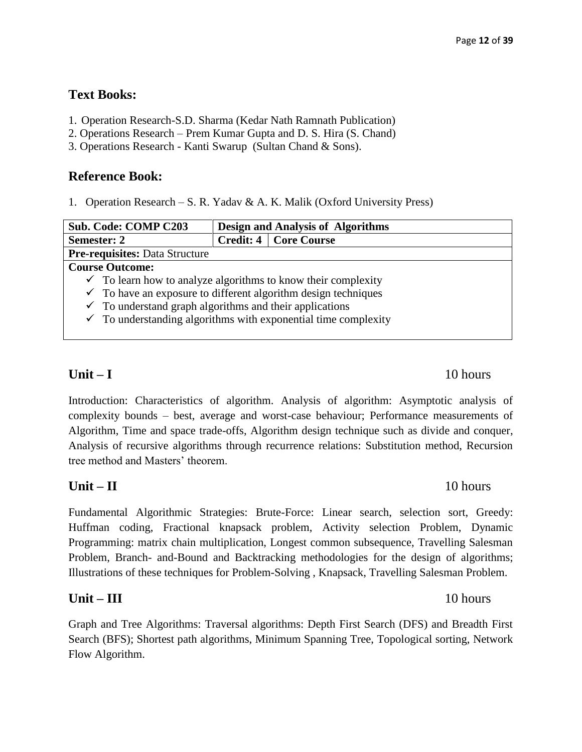## Text Books:

1. Operation Research-S.D. Sharma (Kedar Nath Ramnath Publication)
2. Operations Research – Prem Kumar Gupta and D. S. Hira (S. Chand)
3. Operations Research - Kanti Swarup (Sultan Chand & Sons).

## Reference Book:

1. Operation Research – S. R. Yadav & A. K. Malik (Oxford University Press)

| **Sub. Code: COMP C203** | **Design and Analysis of Algorithms** | |
|---|---|---|
| **Semester: 2** | **Credit: 4** | **Core Course** |
| **Pre-requisites:** Data Structure | | |
| **Course Outcome:**<br>✓ To learn how to analyze algorithms to know their complexity<br>✓ To have an exposure to different algorithm design techniques<br>✓ To understand graph algorithms and their applications<br>✓ To understanding algorithms with exponential time complexity | | |

## Unit – I 10 hours

Introduction: Characteristics of algorithm. Analysis of algorithm: Asymptotic analysis of complexity bounds – best, average and worst-case behaviour; Performance measurements of Algorithm, Time and space trade-offs, Algorithm design technique such as divide and conquer, Analysis of recursive algorithms through recurrence relations: Substitution method, Recursion tree method and Masters' theorem.

## Unit – II 10 hours

Fundamental Algorithmic Strategies: Brute-Force: Linear search, selection sort, Greedy: Huffman coding, Fractional knapsack problem, Activity selection Problem, Dynamic Programming: matrix chain multiplication, Longest common subsequence, Travelling Salesman Problem, Branch- and-Bound and Backtracking methodologies for the design of algorithms; Illustrations of these techniques for Problem-Solving , Knapsack, Travelling Salesman Problem.

## Unit – III 10 hours

Graph and Tree Algorithms: Traversal algorithms: Depth First Search (DFS) and Breadth First Search (BFS); Shortest path algorithms, Minimum Spanning Tree, Topological sorting, Network Flow Algorithm.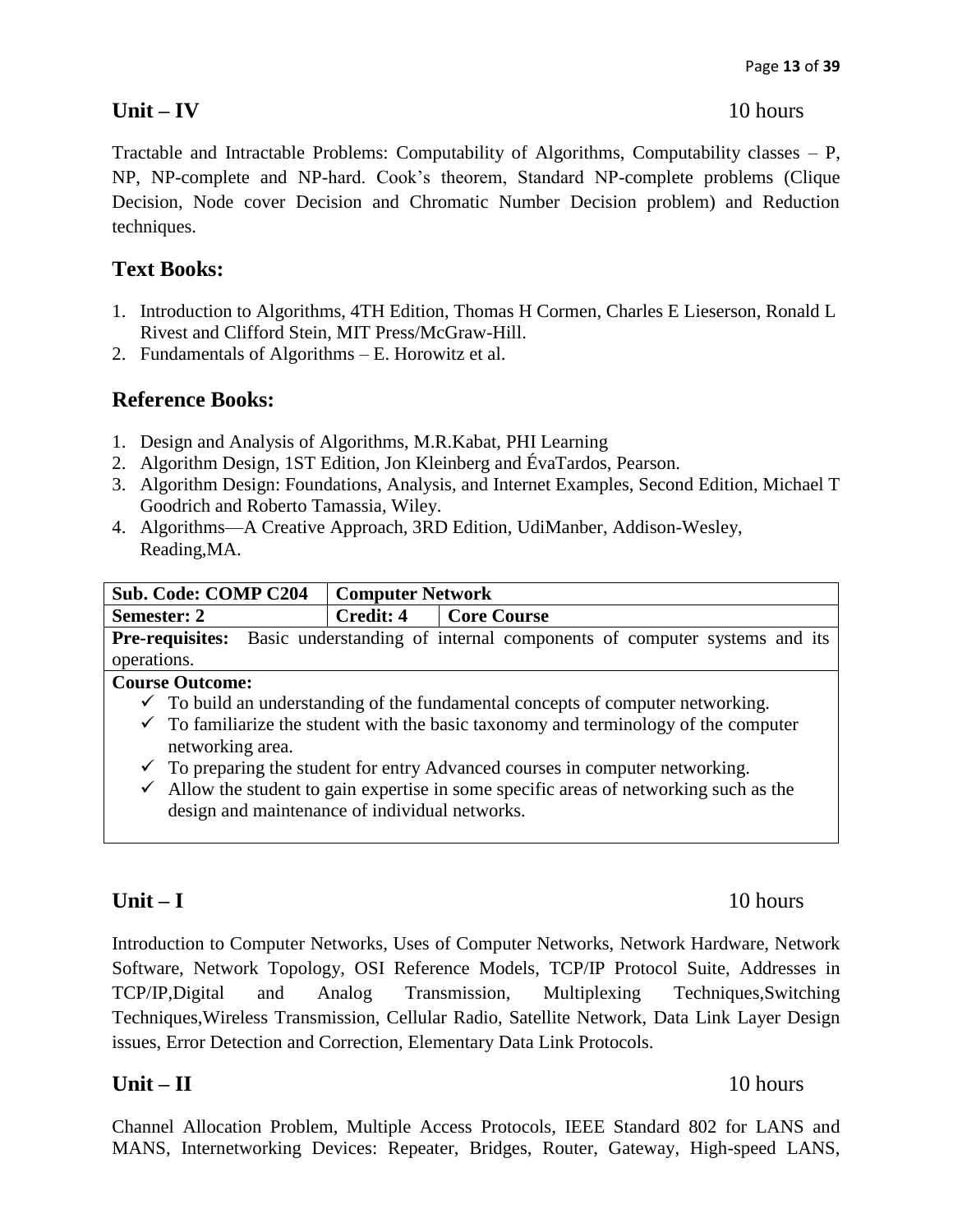## Unit – IV 10 hours

Tractable and Intractable Problems: Computability of Algorithms, Computability classes – P, NP, NP-complete and NP-hard. Cook's theorem, Standard NP-complete problems (Clique Decision, Node cover Decision and Chromatic Number Decision problem) and Reduction techniques.

## Text Books:

1. Introduction to Algorithms, 4TH Edition, Thomas H Cormen, Charles E Lieserson, Ronald L Rivest and Clifford Stein, MIT Press/McGraw-Hill.
2. Fundamentals of Algorithms – E. Horowitz et al.

## Reference Books:

1. Design and Analysis of Algorithms, M.R.Kabat, PHI Learning
2. Algorithm Design, 1ST Edition, Jon Kleinberg and ÉvaTardos, Pearson.
3. Algorithm Design: Foundations, Analysis, and Internet Examples, Second Edition, Michael T Goodrich and Roberto Tamassia, Wiley.
4. Algorithms—A Creative Approach, 3RD Edition, UdiManber, Addison-Wesley, Reading,MA.

| **Sub. Code: COMP C204** | **Computer Network** | |
|---|---|---|
| **Semester: 2** | **Credit: 4** | **Core Course** |
| **Pre-requisites:** Basic understanding of internal components of computer systems and its operations. | | |
| **Course Outcome:** ✓ To build an understanding of the fundamental concepts of computer networking. ✓ To familiarize the student with the basic taxonomy and terminology of the computer networking area. ✓ To preparing the student for entry Advanced courses in computer networking. ✓ Allow the student to gain expertise in some specific areas of networking such as the design and maintenance of individual networks. | | |

## Unit – I 10 hours

Introduction to Computer Networks, Uses of Computer Networks, Network Hardware, Network Software, Network Topology, OSI Reference Models, TCP/IP Protocol Suite, Addresses in TCP/IP,Digital and Analog Transmission, Multiplexing Techniques,Switching Techniques,Wireless Transmission, Cellular Radio, Satellite Network, Data Link Layer Design issues, Error Detection and Correction, Elementary Data Link Protocols.

## Unit – II 10 hours

Channel Allocation Problem, Multiple Access Protocols, IEEE Standard 802 for LANS and MANS, Internetworking Devices: Repeater, Bridges, Router, Gateway, High-speed LANS,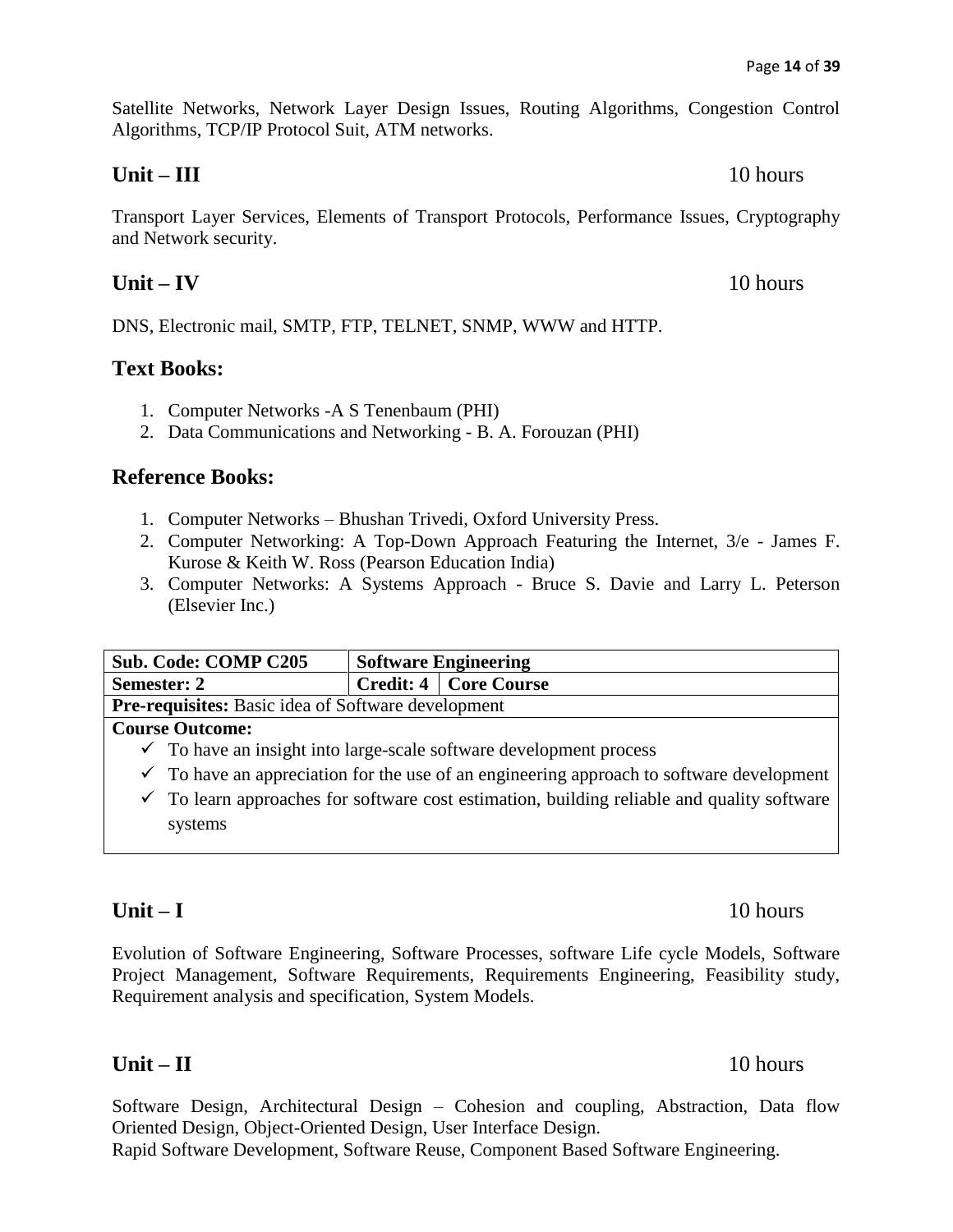Satellite Networks, Network Layer Design Issues, Routing Algorithms, Congestion Control Algorithms, TCP/IP Protocol Suit, ATM networks.

## Unit – III 10 hours

Transport Layer Services, Elements of Transport Protocols, Performance Issues, Cryptography and Network security.

## Unit – IV 10 hours

DNS, Electronic mail, SMTP, FTP, TELNET, SNMP, WWW and HTTP.

## Text Books:

1. Computer Networks -A S Tenenbaum (PHI)
2. Data Communications and Networking - B. A. Forouzan (PHI)

## Reference Books:

1. Computer Networks – Bhushan Trivedi, Oxford University Press.
2. Computer Networking: A Top-Down Approach Featuring the Internet, 3/e - James F. Kurose & Keith W. Ross (Pearson Education India)
3. Computer Networks: A Systems Approach - Bruce S. Davie and Larry L. Peterson (Elsevier Inc.)

| **Sub. Code: COMP C205** | **Software Engineering** | |
|---|---|---|
| **Semester: 2** | **Credit: 4** | **Core Course** |
| **Pre-requisites:** Basic idea of Software development | | |

**Course Outcome:**

- ✓ To have an insight into large-scale software development process
- ✓ To have an appreciation for the use of an engineering approach to software development
- ✓ To learn approaches for software cost estimation, building reliable and quality software systems

## Unit – I 10 hours

Evolution of Software Engineering, Software Processes, software Life cycle Models, Software Project Management, Software Requirements, Requirements Engineering, Feasibility study, Requirement analysis and specification, System Models.

## Unit – II 10 hours

Software Design, Architectural Design – Cohesion and coupling, Abstraction, Data flow Oriented Design, Object-Oriented Design, User Interface Design.
Rapid Software Development, Software Reuse, Component Based Software Engineering.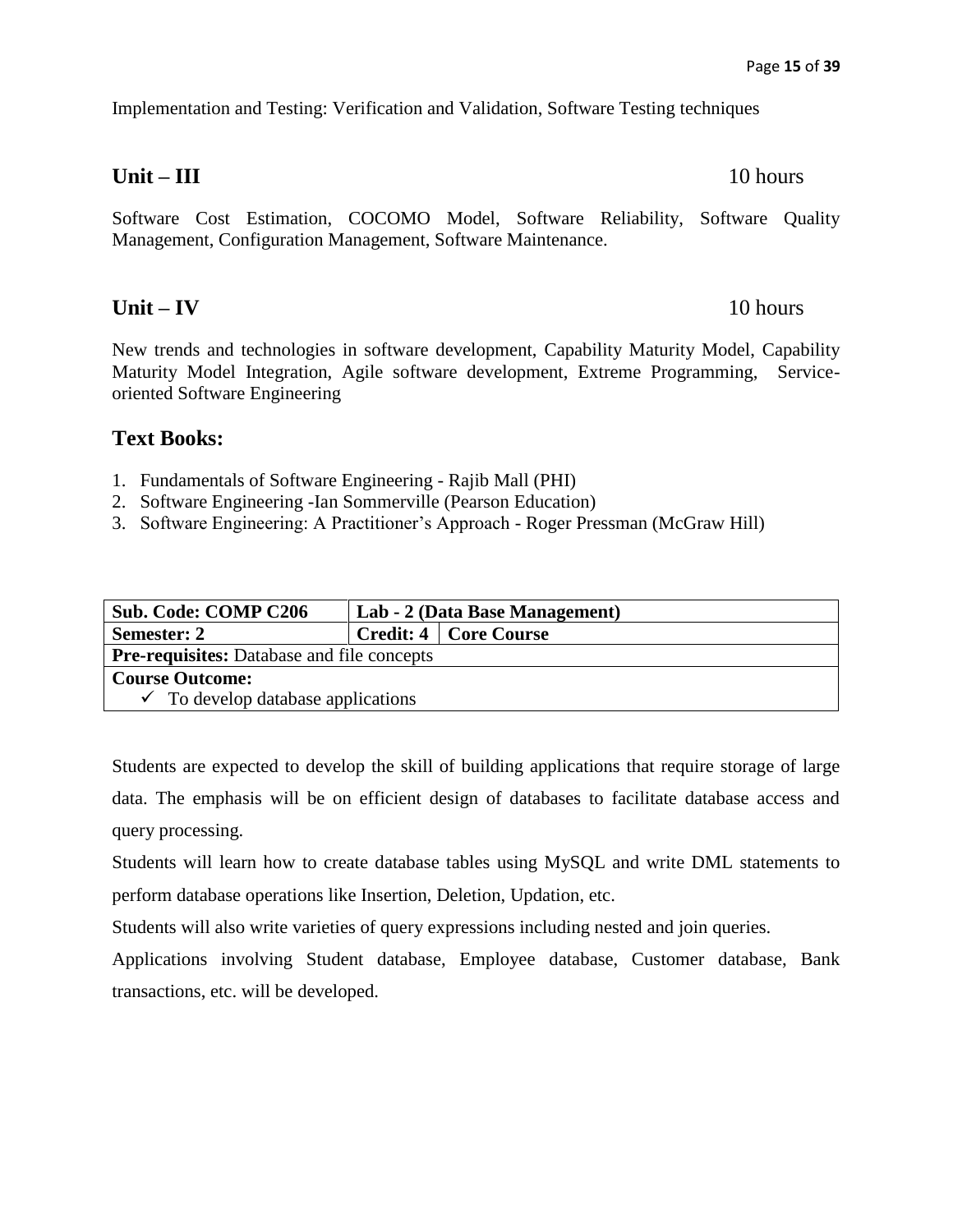Implementation and Testing: Verification and Validation, Software Testing techniques

## Unit – III 10 hours

Software Cost Estimation, COCOMO Model, Software Reliability, Software Quality Management, Configuration Management, Software Maintenance.

## Unit – IV 10 hours

New trends and technologies in software development, Capability Maturity Model, Capability Maturity Model Integration, Agile software development, Extreme Programming, Service-oriented Software Engineering

## Text Books:

1. Fundamentals of Software Engineering - Rajib Mall (PHI)
2. Software Engineering -Ian Sommerville (Pearson Education)
3. Software Engineering: A Practitioner's Approach - Roger Pressman (McGraw Hill)

| **Sub. Code: COMP C206** | **Lab - 2 (Data Base Management)** | |
|---|---|---|
| **Semester: 2** | **Credit: 4** | **Core Course** |
| **Pre-requisites:** Database and file concepts | | |
| **Course Outcome:** ✓ To develop database applications | | |

Students are expected to develop the skill of building applications that require storage of large data. The emphasis will be on efficient design of databases to facilitate database access and query processing.

Students will learn how to create database tables using MySQL and write DML statements to perform database operations like Insertion, Deletion, Updation, etc.

Students will also write varieties of query expressions including nested and join queries.

Applications involving Student database, Employee database, Customer database, Bank transactions, etc. will be developed.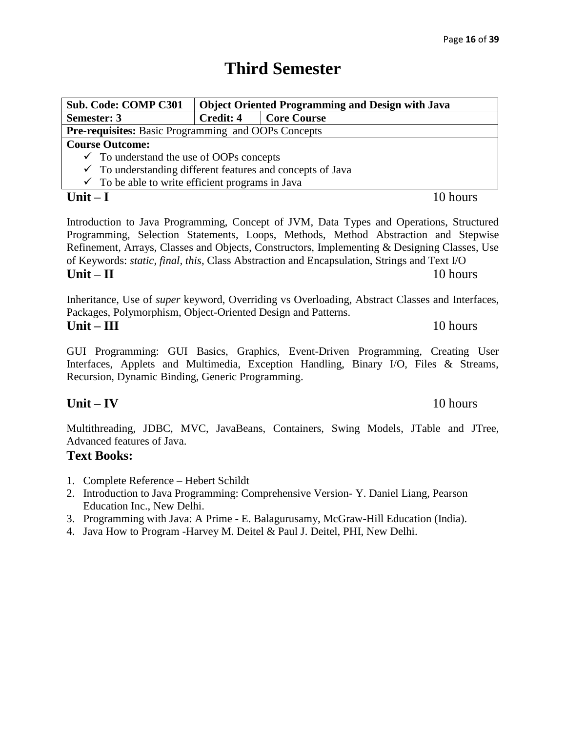# Third Semester

| Sub. Code: COMP C301 | Object Oriented Programming and Design with Java | |
|---|---|---|
| **Semester: 3** | **Credit: 4** | **Core Course** |
| **Pre-requisites:** Basic Programming and OOPs Concepts | | |

**Course Outcome:**

- ✓ To understand the use of OOPs concepts
- ✓ To understanding different features and concepts of Java
- ✓ To be able to write efficient programs in Java

**Unit – I** 10 hours

Introduction to Java Programming, Concept of JVM, Data Types and Operations, Structured Programming, Selection Statements, Loops, Methods, Method Abstraction and Stepwise Refinement, Arrays, Classes and Objects, Constructors, Implementing & Designing Classes, Use of Keywords: *static, final, this*, Class Abstraction and Encapsulation, Strings and Text I/O

**Unit – II** 10 hours

Inheritance, Use of *super* keyword, Overriding vs Overloading, Abstract Classes and Interfaces, Packages, Polymorphism, Object-Oriented Design and Patterns.

**Unit – III** 10 hours

GUI Programming: GUI Basics, Graphics, Event-Driven Programming, Creating User Interfaces, Applets and Multimedia, Exception Handling, Binary I/O, Files & Streams, Recursion, Dynamic Binding, Generic Programming.

**Unit – IV** 10 hours

Multithreading, JDBC, MVC, JavaBeans, Containers, Swing Models, JTable and JTree, Advanced features of Java.

**Text Books:**

1. Complete Reference – Hebert Schildt
2. Introduction to Java Programming: Comprehensive Version- Y. Daniel Liang, Pearson Education Inc., New Delhi.
3. Programming with Java: A Prime - E. Balagurusamy, McGraw-Hill Education (India).
4. Java How to Program -Harvey M. Deitel & Paul J. Deitel, PHI, New Delhi.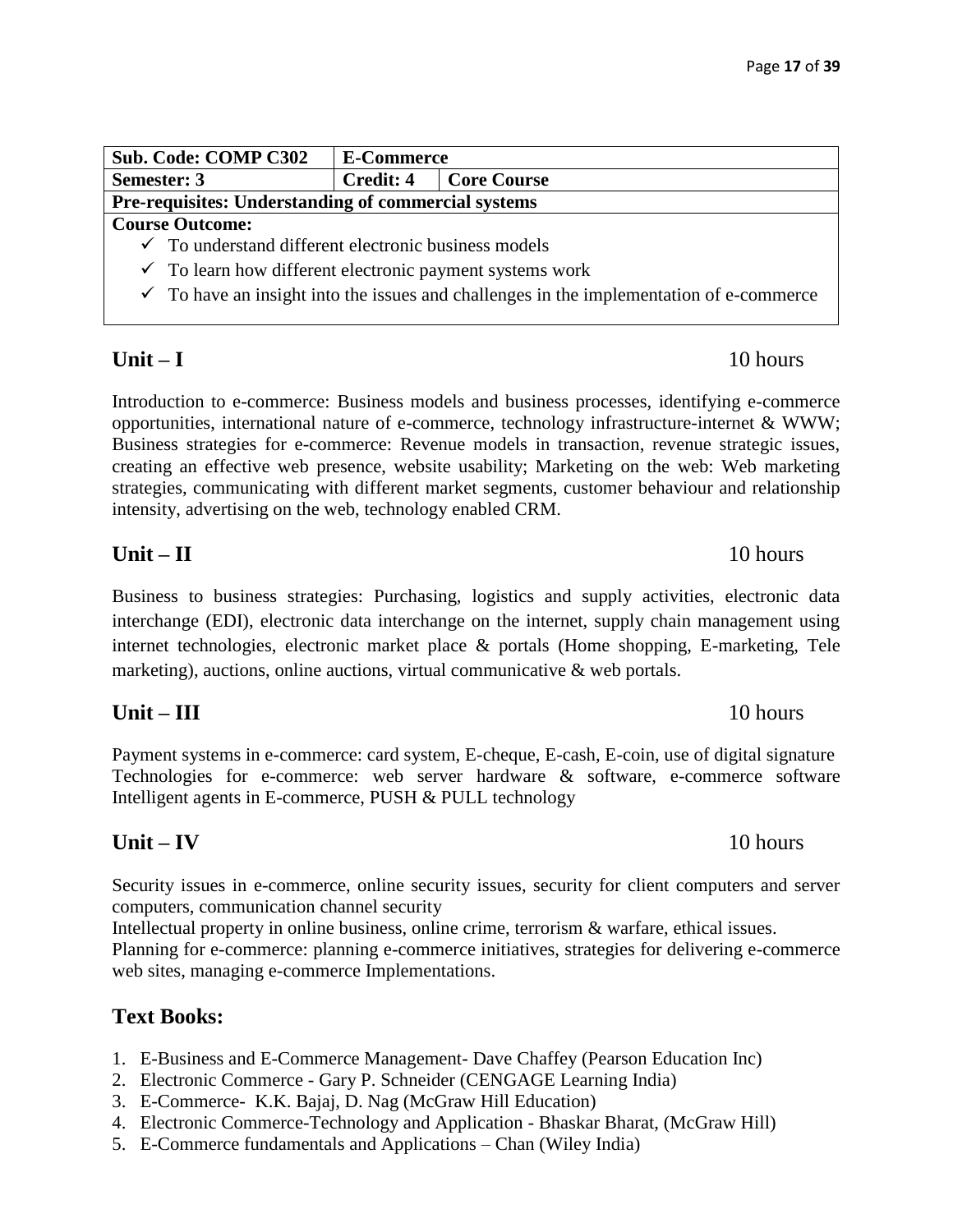| Sub. Code: COMP C302 | E-Commerce | |
|---|---|---|
| Semester: 3 | Credit: 4 | Core Course |
| Pre-requisites: Understanding of commercial systems | | |

**Course Outcome:**

- ✓ To understand different electronic business models
- ✓ To learn how different electronic payment systems work
- ✓ To have an insight into the issues and challenges in the implementation of e-commerce

## Unit – I 10 hours

Introduction to e-commerce: Business models and business processes, identifying e-commerce opportunities, international nature of e-commerce, technology infrastructure-internet & WWW; Business strategies for e-commerce: Revenue models in transaction, revenue strategic issues, creating an effective web presence, website usability; Marketing on the web: Web marketing strategies, communicating with different market segments, customer behaviour and relationship intensity, advertising on the web, technology enabled CRM.

## Unit – II 10 hours

Business to business strategies: Purchasing, logistics and supply activities, electronic data interchange (EDI), electronic data interchange on the internet, supply chain management using internet technologies, electronic market place & portals (Home shopping, E-marketing, Tele marketing), auctions, online auctions, virtual communicative & web portals.

## Unit – III 10 hours

Payment systems in e-commerce: card system, E-cheque, E-cash, E-coin, use of digital signature
Technologies for e-commerce: web server hardware & software, e-commerce software
Intelligent agents in E-commerce, PUSH & PULL technology

## Unit – IV 10 hours

Security issues in e-commerce, online security issues, security for client computers and server computers, communication channel security

Intellectual property in online business, online crime, terrorism & warfare, ethical issues.

Planning for e-commerce: planning e-commerce initiatives, strategies for delivering e-commerce web sites, managing e-commerce Implementations.

## Text Books:

1. E-Business and E-Commerce Management- Dave Chaffey (Pearson Education Inc)
2. Electronic Commerce - Gary P. Schneider (CENGAGE Learning India)
3. E-Commerce- K.K. Bajaj, D. Nag (McGraw Hill Education)
4. Electronic Commerce-Technology and Application - Bhaskar Bharat, (McGraw Hill)
5. E-Commerce fundamentals and Applications – Chan (Wiley India)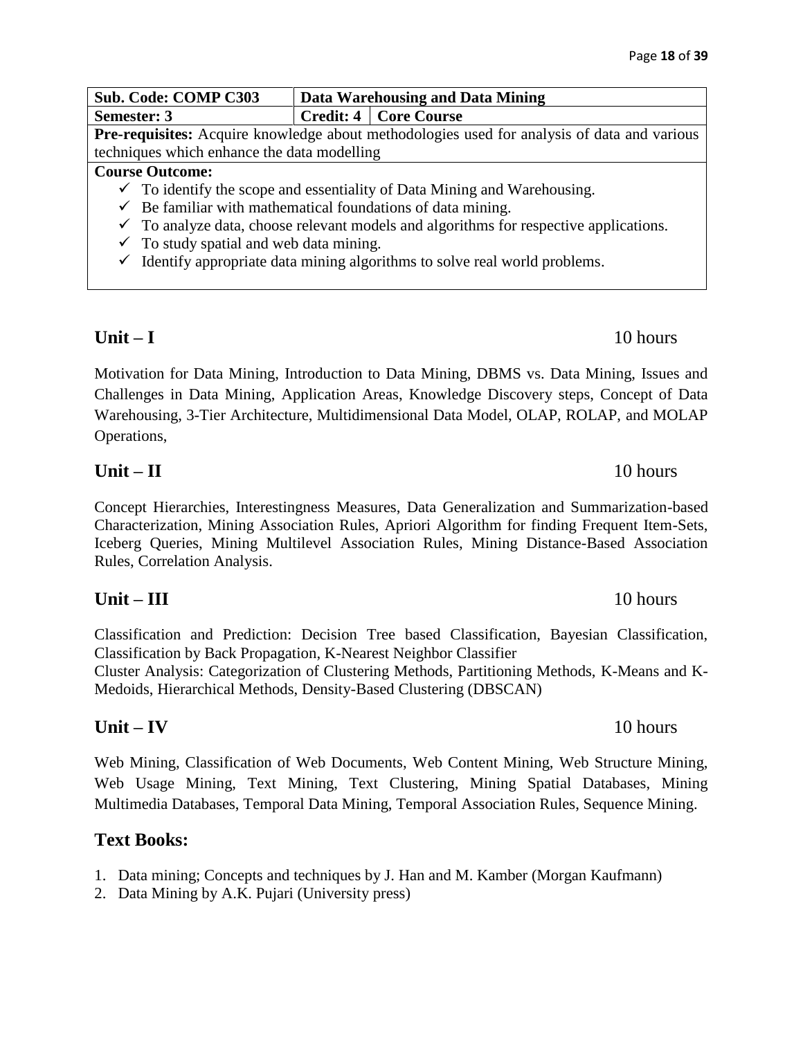| Sub. Code: COMP C303 | Data Warehousing and Data Mining | |
|---|---|---|
| Semester: 3 | Credit: 4 | Core Course |

**Pre-requisites:** Acquire knowledge about methodologies used for analysis of data and various techniques which enhance the data modelling

**Course Outcome:**

- ✓ To identify the scope and essentiality of Data Mining and Warehousing.
- ✓ Be familiar with mathematical foundations of data mining.
- ✓ To analyze data, choose relevant models and algorithms for respective applications.
- ✓ To study spatial and web data mining.
- ✓ Identify appropriate data mining algorithms to solve real world problems.

## Unit – I 10 hours

Motivation for Data Mining, Introduction to Data Mining, DBMS vs. Data Mining, Issues and Challenges in Data Mining, Application Areas, Knowledge Discovery steps, Concept of Data Warehousing, 3-Tier Architecture, Multidimensional Data Model, OLAP, ROLAP, and MOLAP Operations,

## Unit – II 10 hours

Concept Hierarchies, Interestingness Measures, Data Generalization and Summarization-based Characterization, Mining Association Rules, Apriori Algorithm for finding Frequent Item-Sets, Iceberg Queries, Mining Multilevel Association Rules, Mining Distance-Based Association Rules, Correlation Analysis.

## Unit – III 10 hours

Classification and Prediction: Decision Tree based Classification, Bayesian Classification, Classification by Back Propagation, K-Nearest Neighbor Classifier

Cluster Analysis: Categorization of Clustering Methods, Partitioning Methods, K-Means and K-Medoids, Hierarchical Methods, Density-Based Clustering (DBSCAN)

## Unit – IV 10 hours

Web Mining, Classification of Web Documents, Web Content Mining, Web Structure Mining, Web Usage Mining, Text Mining, Text Clustering, Mining Spatial Databases, Mining Multimedia Databases, Temporal Data Mining, Temporal Association Rules, Sequence Mining.

## Text Books:

1. Data mining; Concepts and techniques by J. Han and M. Kamber (Morgan Kaufmann)
2. Data Mining by A.K. Pujari (University press)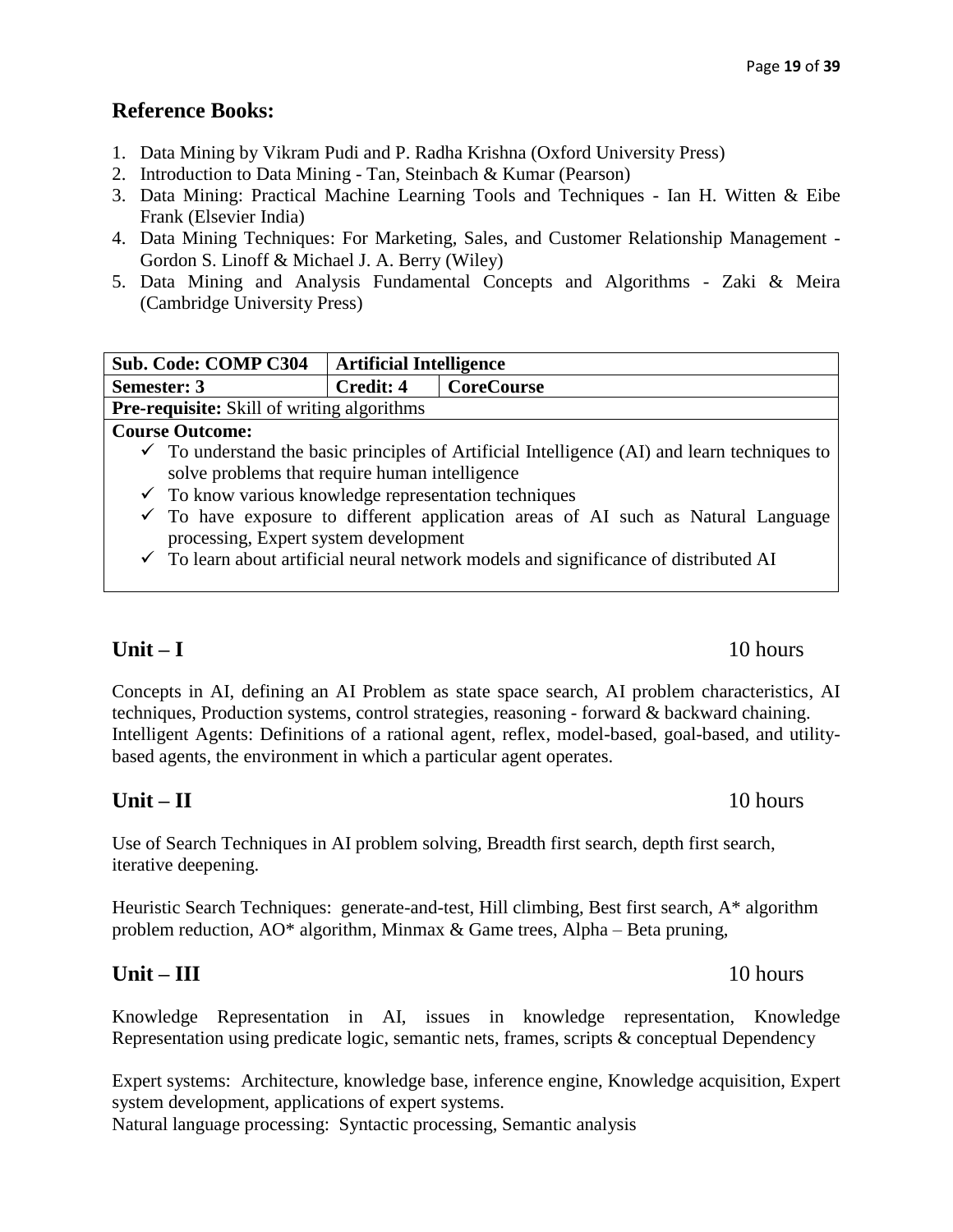## Reference Books:

1. Data Mining by Vikram Pudi and P. Radha Krishna (Oxford University Press)
2. Introduction to Data Mining - Tan, Steinbach & Kumar (Pearson)
3. Data Mining: Practical Machine Learning Tools and Techniques - Ian H. Witten & Eibe Frank (Elsevier India)
4. Data Mining Techniques: For Marketing, Sales, and Customer Relationship Management - Gordon S. Linoff & Michael J. A. Berry (Wiley)
5. Data Mining and Analysis Fundamental Concepts and Algorithms - Zaki & Meira (Cambridge University Press)

| **Sub. Code: COMP C304** | **Artificial Intelligence** | |
|---|---|---|
| **Semester: 3** | **Credit: 4** | **CoreCourse** |
| **Pre-requisite:** Skill of writing algorithms | | |

**Course Outcome:**

- ✓ To understand the basic principles of Artificial Intelligence (AI) and learn techniques to solve problems that require human intelligence
- ✓ To know various knowledge representation techniques
- ✓ To have exposure to different application areas of AI such as Natural Language processing, Expert system development
- ✓ To learn about artificial neural network models and significance of distributed AI

## Unit – I 10 hours

Concepts in AI, defining an AI Problem as state space search, AI problem characteristics, AI techniques, Production systems, control strategies, reasoning - forward & backward chaining. Intelligent Agents: Definitions of a rational agent, reflex, model-based, goal-based, and utility-based agents, the environment in which a particular agent operates.

## Unit – II 10 hours

Use of Search Techniques in AI problem solving, Breadth first search, depth first search, iterative deepening.

Heuristic Search Techniques: generate-and-test, Hill climbing, Best first search, A* algorithm problem reduction, AO* algorithm, Minmax & Game trees, Alpha – Beta pruning,

## Unit – III 10 hours

Knowledge Representation in AI, issues in knowledge representation, Knowledge Representation using predicate logic, semantic nets, frames, scripts & conceptual Dependency

Expert systems: Architecture, knowledge base, inference engine, Knowledge acquisition, Expert system development, applications of expert systems.
Natural language processing: Syntactic processing, Semantic analysis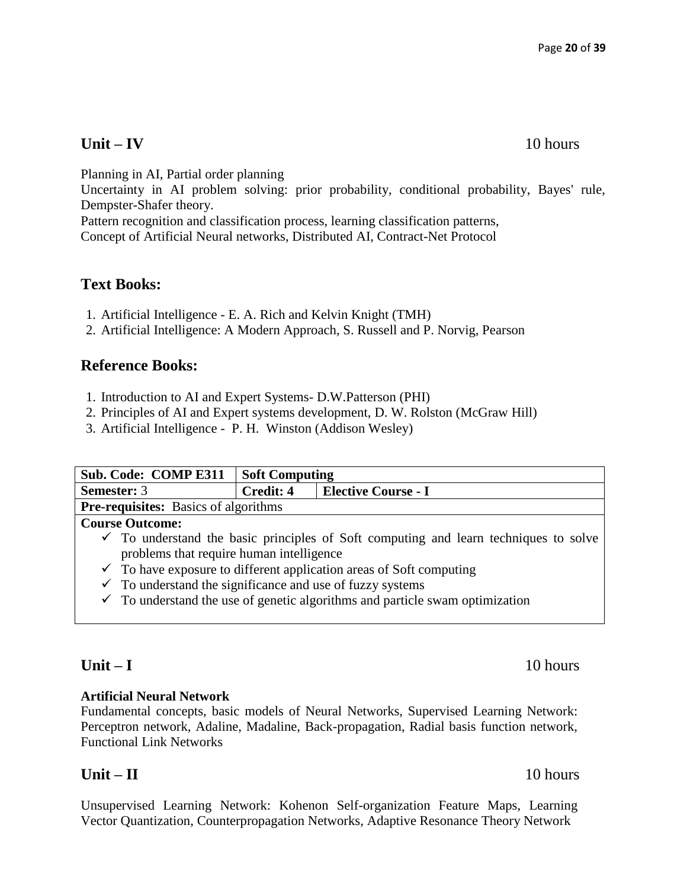## Unit – IV 10 hours

Planning in AI, Partial order planning
Uncertainty in AI problem solving: prior probability, conditional probability, Bayes' rule, Dempster-Shafer theory.
Pattern recognition and classification process, learning classification patterns,
Concept of Artificial Neural networks, Distributed AI, Contract-Net Protocol

## Text Books:

1. Artificial Intelligence - E. A. Rich and Kelvin Knight (TMH)
2. Artificial Intelligence: A Modern Approach, S. Russell and P. Norvig, Pearson

## Reference Books:

1. Introduction to AI and Expert Systems- D.W.Patterson (PHI)
2. Principles of AI and Expert systems development, D. W. Rolston (McGraw Hill)
3. Artificial Intelligence - P. H. Winston (Addison Wesley)

| **Sub. Code: COMP E311** | **Soft Computing** | |
| --- | --- | --- |
| **Semester:** 3 | **Credit: 4** | **Elective Course - I** |
| **Pre-requisites:** Basics of algorithms | | |

**Course Outcome:**

- ✓ To understand the basic principles of Soft computing and learn techniques to solve problems that require human intelligence
- ✓ To have exposure to different application areas of Soft computing
- ✓ To understand the significance and use of fuzzy systems
- ✓ To understand the use of genetic algorithms and particle swam optimization

## Unit – I 10 hours

**Artificial Neural Network**
Fundamental concepts, basic models of Neural Networks, Supervised Learning Network: Perceptron network, Adaline, Madaline, Back-propagation, Radial basis function network, Functional Link Networks

## Unit – II 10 hours

Unsupervised Learning Network: Kohenon Self-organization Feature Maps, Learning Vector Quantization, Counterpropagation Networks, Adaptive Resonance Theory Network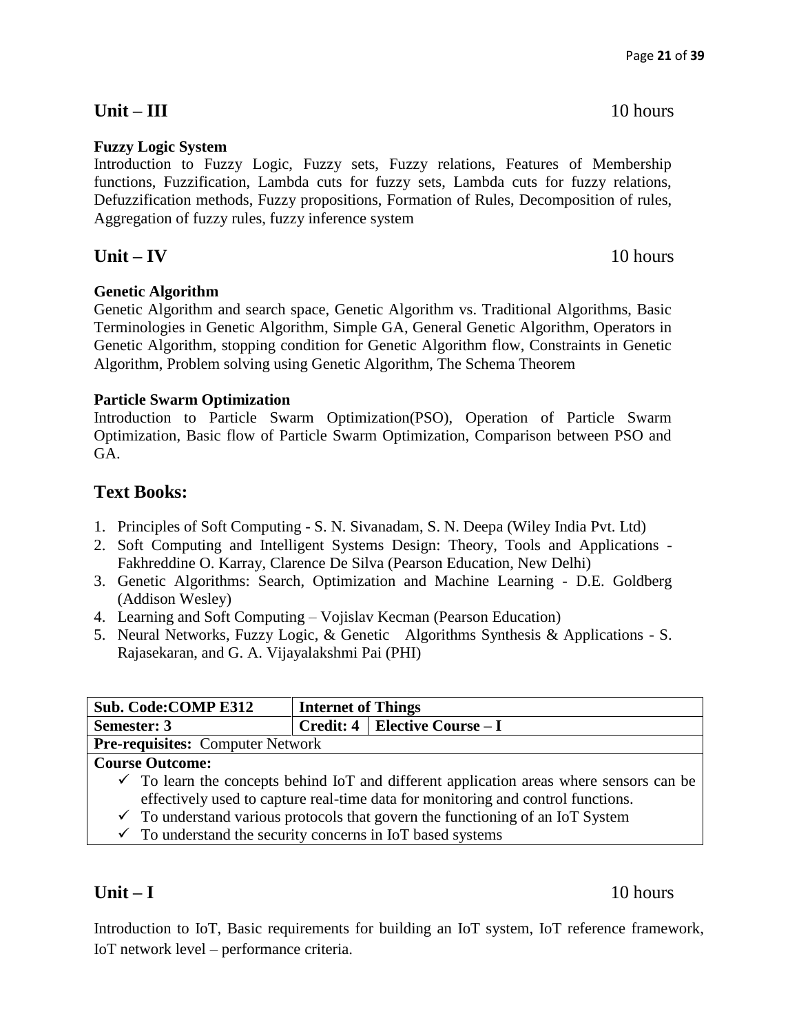## Unit – III 10 hours

**Fuzzy Logic System**

Introduction to Fuzzy Logic, Fuzzy sets, Fuzzy relations, Features of Membership functions, Fuzzification, Lambda cuts for fuzzy sets, Lambda cuts for fuzzy relations, Defuzzification methods, Fuzzy propositions, Formation of Rules, Decomposition of rules, Aggregation of fuzzy rules, fuzzy inference system

## Unit – IV 10 hours

**Genetic Algorithm**

Genetic Algorithm and search space, Genetic Algorithm vs. Traditional Algorithms, Basic Terminologies in Genetic Algorithm, Simple GA, General Genetic Algorithm, Operators in Genetic Algorithm, stopping condition for Genetic Algorithm flow, Constraints in Genetic Algorithm, Problem solving using Genetic Algorithm, The Schema Theorem

**Particle Swarm Optimization**

Introduction to Particle Swarm Optimization(PSO), Operation of Particle Swarm Optimization, Basic flow of Particle Swarm Optimization, Comparison between PSO and GA.

## Text Books:

1. Principles of Soft Computing - S. N. Sivanadam, S. N. Deepa (Wiley India Pvt. Ltd)
2. Soft Computing and Intelligent Systems Design: Theory, Tools and Applications - Fakhreddine O. Karray, Clarence De Silva (Pearson Education, New Delhi)
3. Genetic Algorithms: Search, Optimization and Machine Learning - D.E. Goldberg (Addison Wesley)
4. Learning and Soft Computing – Vojislav Kecman (Pearson Education)
5. Neural Networks, Fuzzy Logic, & Genetic Algorithms Synthesis & Applications - S. Rajasekaran, and G. A. Vijayalakshmi Pai (PHI)

| **Sub. Code:COMP E312** | **Internet of Things** | |
|---|---|---|
| **Semester: 3** | **Credit: 4** | **Elective Course – I** |
| **Pre-requisites:** Computer Network | | |

**Course Outcome:**

- ✓ To learn the concepts behind IoT and different application areas where sensors can be effectively used to capture real-time data for monitoring and control functions.
- ✓ To understand various protocols that govern the functioning of an IoT System
- ✓ To understand the security concerns in IoT based systems

## Unit – I 10 hours

Introduction to IoT, Basic requirements for building an IoT system, IoT reference framework, IoT network level – performance criteria.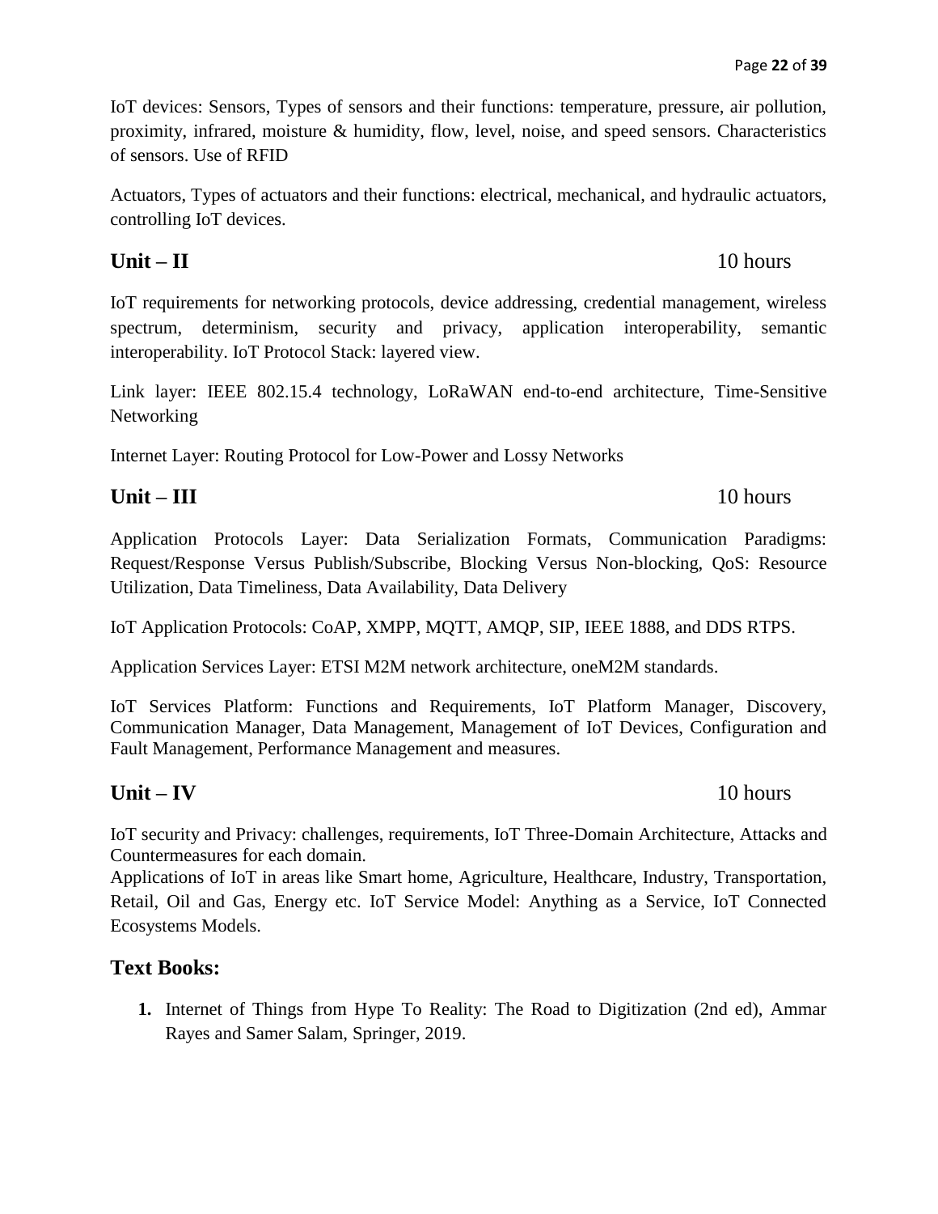IoT devices: Sensors, Types of sensors and their functions: temperature, pressure, air pollution, proximity, infrared, moisture & humidity, flow, level, noise, and speed sensors. Characteristics of sensors. Use of RFID

Actuators, Types of actuators and their functions: electrical, mechanical, and hydraulic actuators, controlling IoT devices.

## Unit – II 10 hours

IoT requirements for networking protocols, device addressing, credential management, wireless spectrum, determinism, security and privacy, application interoperability, semantic interoperability. IoT Protocol Stack: layered view.

Link layer: IEEE 802.15.4 technology, LoRaWAN end-to-end architecture, Time-Sensitive Networking

Internet Layer: Routing Protocol for Low-Power and Lossy Networks

## Unit – III 10 hours

Application Protocols Layer: Data Serialization Formats, Communication Paradigms: Request/Response Versus Publish/Subscribe, Blocking Versus Non-blocking, QoS: Resource Utilization, Data Timeliness, Data Availability, Data Delivery

IoT Application Protocols: CoAP, XMPP, MQTT, AMQP, SIP, IEEE 1888, and DDS RTPS.

Application Services Layer: ETSI M2M network architecture, oneM2M standards.

IoT Services Platform: Functions and Requirements, IoT Platform Manager, Discovery, Communication Manager, Data Management, Management of IoT Devices, Configuration and Fault Management, Performance Management and measures.

## Unit – IV 10 hours

IoT security and Privacy: challenges, requirements, IoT Three-Domain Architecture, Attacks and Countermeasures for each domain.
Applications of IoT in areas like Smart home, Agriculture, Healthcare, Industry, Transportation, Retail, Oil and Gas, Energy etc. IoT Service Model: Anything as a Service, IoT Connected Ecosystems Models.

## Text Books:

1. Internet of Things from Hype To Reality: The Road to Digitization (2nd ed), Ammar Rayes and Samer Salam, Springer, 2019.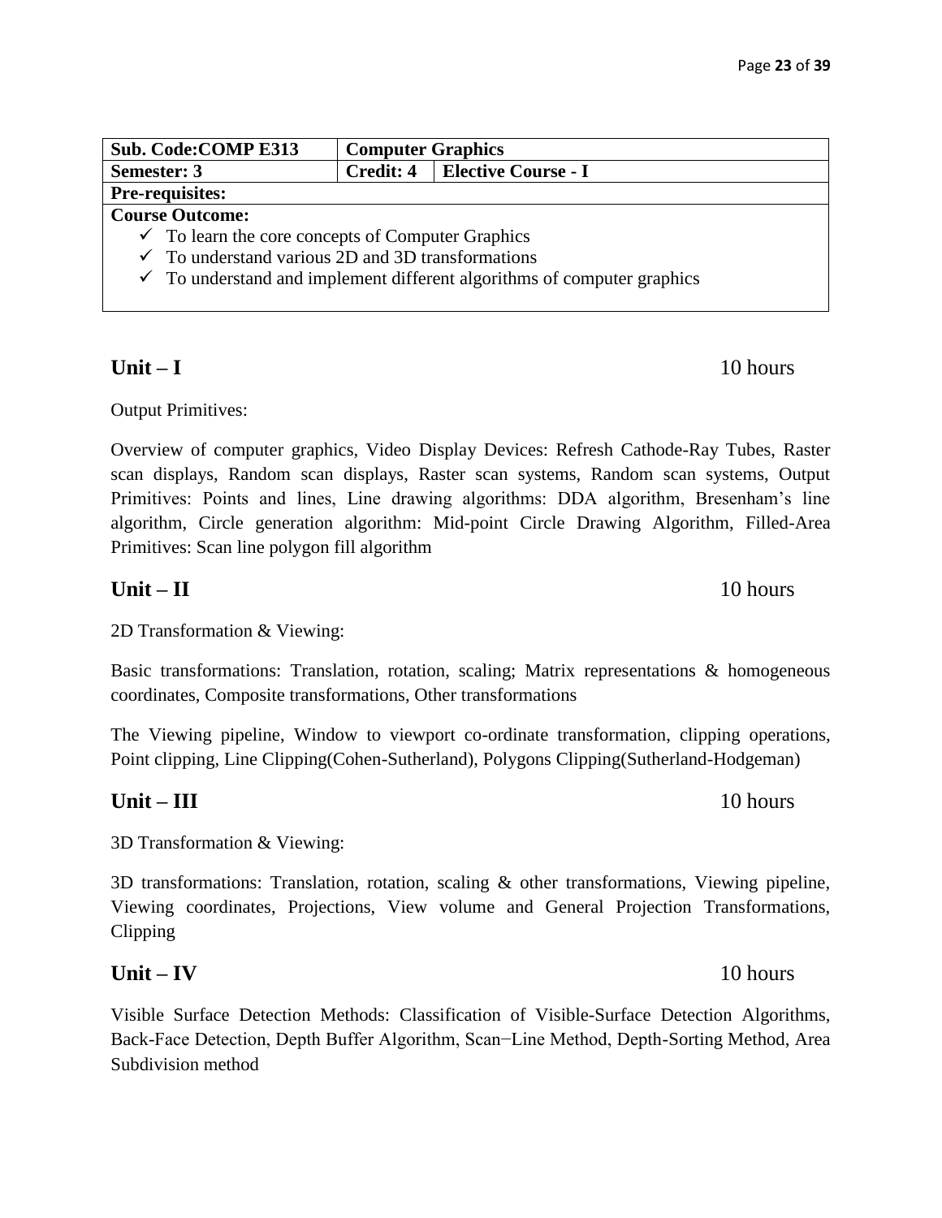| Sub. Code:COMP E313 | Computer Graphics | |
|---|---|---|
| Semester: 3 | Credit: 4 | Elective Course - I |
| Pre-requisites: | | |

**Course Outcome:**

- ✓ To learn the core concepts of Computer Graphics
- ✓ To understand various 2D and 3D transformations
- ✓ To understand and implement different algorithms of computer graphics

## Unit – I — 10 hours

Output Primitives:

Overview of computer graphics, Video Display Devices: Refresh Cathode-Ray Tubes, Raster scan displays, Random scan displays, Raster scan systems, Random scan systems, Output Primitives: Points and lines, Line drawing algorithms: DDA algorithm, Bresenham's line algorithm, Circle generation algorithm: Mid-point Circle Drawing Algorithm, Filled-Area Primitives: Scan line polygon fill algorithm

## Unit – II — 10 hours

2D Transformation & Viewing:

Basic transformations: Translation, rotation, scaling; Matrix representations & homogeneous coordinates, Composite transformations, Other transformations

The Viewing pipeline, Window to viewport co-ordinate transformation, clipping operations, Point clipping, Line Clipping(Cohen-Sutherland), Polygons Clipping(Sutherland-Hodgeman)

## Unit – III — 10 hours

3D Transformation & Viewing:

3D transformations: Translation, rotation, scaling & other transformations, Viewing pipeline, Viewing coordinates, Projections, View volume and General Projection Transformations, Clipping

## Unit – IV — 10 hours

Visible Surface Detection Methods: Classification of Visible-Surface Detection Algorithms, Back-Face Detection, Depth Buffer Algorithm, Scan−Line Method, Depth-Sorting Method, Area Subdivision method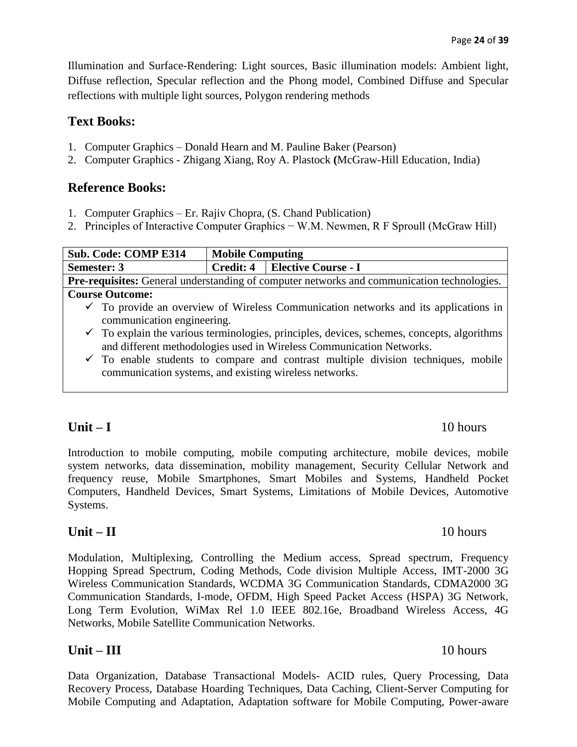Illumination and Surface-Rendering: Light sources, Basic illumination models: Ambient light, Diffuse reflection, Specular reflection and the Phong model, Combined Diffuse and Specular reflections with multiple light sources, Polygon rendering methods

## Text Books:

1. Computer Graphics – Donald Hearn and M. Pauline Baker (Pearson)
2. Computer Graphics - Zhigang Xiang, Roy A. Plastock **(**McGraw-Hill Education, India)

## Reference Books:

1. Computer Graphics – Er. Rajiv Chopra, (S. Chand Publication)
2. Principles of Interactive Computer Graphics − W.M. Newmen, R F Sproull (McGraw Hill)

| **Sub. Code: COMP E314** | **Mobile Computing** | |
|---|---|---|
| **Semester: 3** | **Credit: 4** | **Elective Course - I** |
| **Pre-requisites:** General understanding of computer networks and communication technologies. | | |
| **Course Outcome:**<br>✓ To provide an overview of Wireless Communication networks and its applications in communication engineering.<br>✓ To explain the various terminologies, principles, devices, schemes, concepts, algorithms and different methodologies used in Wireless Communication Networks.<br>✓ To enable students to compare and contrast multiple division techniques, mobile communication systems, and existing wireless networks. | | |

## Unit – I 10 hours

Introduction to mobile computing, mobile computing architecture, mobile devices, mobile system networks, data dissemination, mobility management, Security Cellular Network and frequency reuse, Mobile Smartphones, Smart Mobiles and Systems, Handheld Pocket Computers, Handheld Devices, Smart Systems, Limitations of Mobile Devices, Automotive Systems.

## Unit – II 10 hours

Modulation, Multiplexing, Controlling the Medium access, Spread spectrum, Frequency Hopping Spread Spectrum, Coding Methods, Code division Multiple Access, IMT-2000 3G Wireless Communication Standards, WCDMA 3G Communication Standards, CDMA2000 3G Communication Standards, I-mode, OFDM, High Speed Packet Access (HSPA) 3G Network, Long Term Evolution, WiMax Rel 1.0 IEEE 802.16e, Broadband Wireless Access, 4G Networks, Mobile Satellite Communication Networks.

## Unit – III 10 hours

Data Organization, Database Transactional Models- ACID rules, Query Processing, Data Recovery Process, Database Hoarding Techniques, Data Caching, Client-Server Computing for Mobile Computing and Adaptation, Adaptation software for Mobile Computing, Power-aware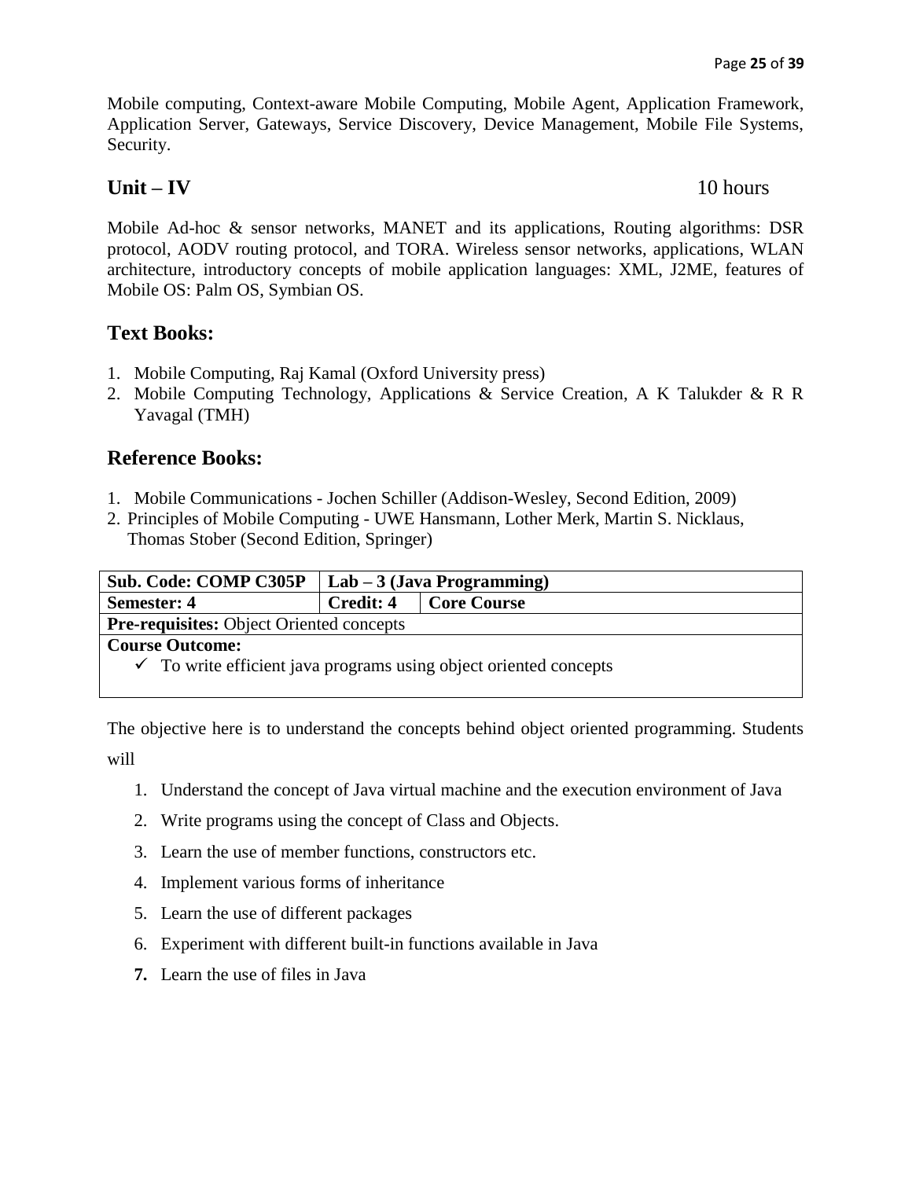Mobile computing, Context-aware Mobile Computing, Mobile Agent, Application Framework, Application Server, Gateways, Service Discovery, Device Management, Mobile File Systems, Security.

## Unit – IV 10 hours

Mobile Ad-hoc & sensor networks, MANET and its applications, Routing algorithms: DSR protocol, AODV routing protocol, and TORA. Wireless sensor networks, applications, WLAN architecture, introductory concepts of mobile application languages: XML, J2ME, features of Mobile OS: Palm OS, Symbian OS.

## Text Books:

1. Mobile Computing, Raj Kamal (Oxford University press)
2. Mobile Computing Technology, Applications & Service Creation, A K Talukder & R R Yavagal (TMH)

## Reference Books:

1. Mobile Communications - Jochen Schiller (Addison-Wesley, Second Edition, 2009)
2. Principles of Mobile Computing - UWE Hansmann, Lother Merk, Martin S. Nicklaus, Thomas Stober (Second Edition, Springer)

| **Sub. Code: COMP C305P** | **Lab – 3 (Java Programming)** | |
|---|---|---|
| **Semester: 4** | **Credit: 4** | **Core Course** |
| **Pre-requisites:** Object Oriented concepts | | |
| **Course Outcome:** ✓ To write efficient java programs using object oriented concepts | | |

The objective here is to understand the concepts behind object oriented programming. Students will

1. Understand the concept of Java virtual machine and the execution environment of Java
2. Write programs using the concept of Class and Objects.
3. Learn the use of member functions, constructors etc.
4. Implement various forms of inheritance
5. Learn the use of different packages
6. Experiment with different built-in functions available in Java
7. Learn the use of files in Java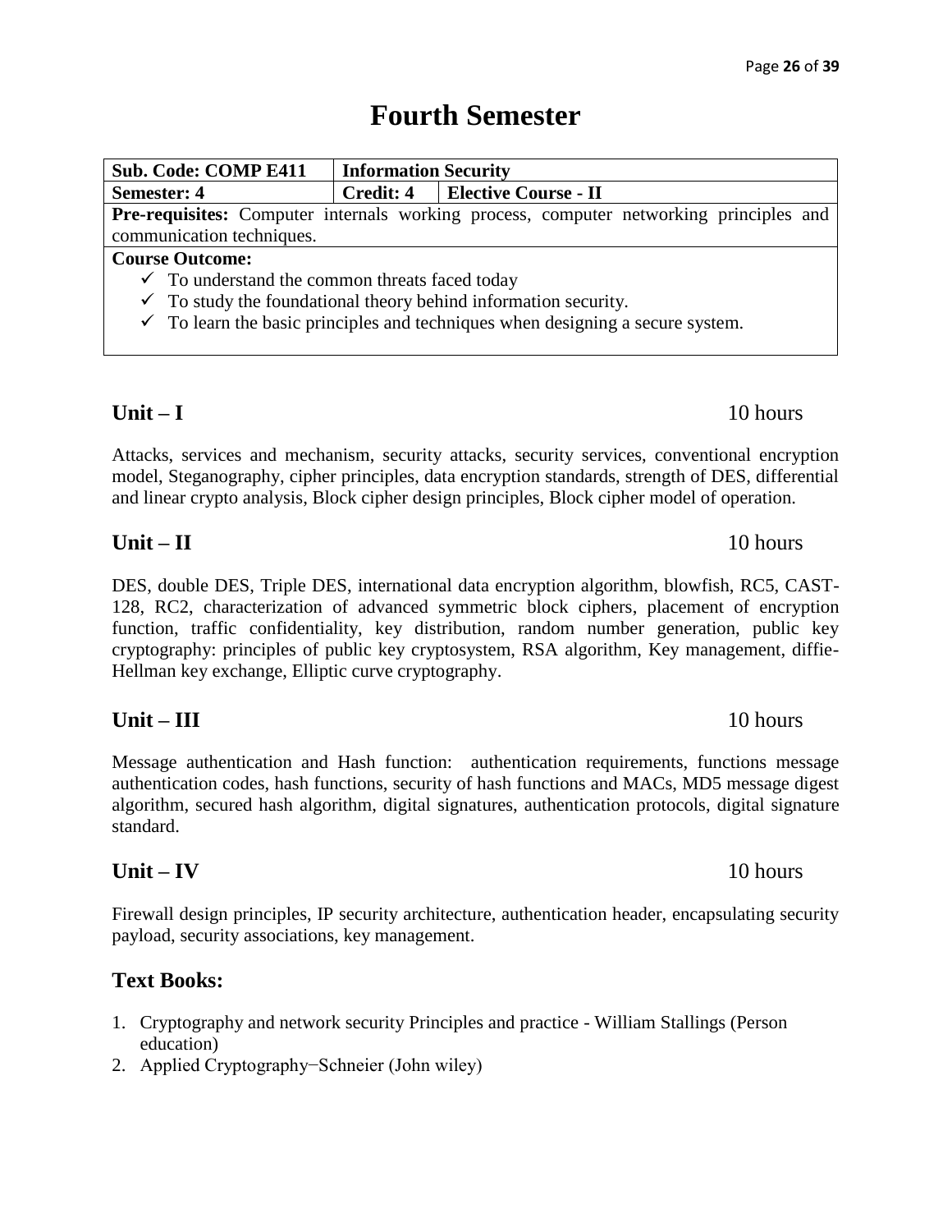# Fourth Semester

| Sub. Code: COMP E411 | Information Security | |
|---|---|---|
| Semester: 4 | Credit: 4 | Elective Course - II |

**Pre-requisites:** Computer internals working process, computer networking principles and communication techniques.

**Course Outcome:**

- ✓ To understand the common threats faced today
- ✓ To study the foundational theory behind information security.
- ✓ To learn the basic principles and techniques when designing a secure system.

## Unit – I 10 hours

Attacks, services and mechanism, security attacks, security services, conventional encryption model, Steganography, cipher principles, data encryption standards, strength of DES, differential and linear crypto analysis, Block cipher design principles, Block cipher model of operation.

## Unit – II 10 hours

DES, double DES, Triple DES, international data encryption algorithm, blowfish, RC5, CAST-128, RC2, characterization of advanced symmetric block ciphers, placement of encryption function, traffic confidentiality, key distribution, random number generation, public key cryptography: principles of public key cryptosystem, RSA algorithm, Key management, diffie-Hellman key exchange, Elliptic curve cryptography.

## Unit – III 10 hours

Message authentication and Hash function: authentication requirements, functions message authentication codes, hash functions, security of hash functions and MACs, MD5 message digest algorithm, secured hash algorithm, digital signatures, authentication protocols, digital signature standard.

## Unit – IV 10 hours

Firewall design principles, IP security architecture, authentication header, encapsulating security payload, security associations, key management.

## Text Books:

1. Cryptography and network security Principles and practice - William Stallings (Person education)
2. Applied Cryptography−Schneier (John wiley)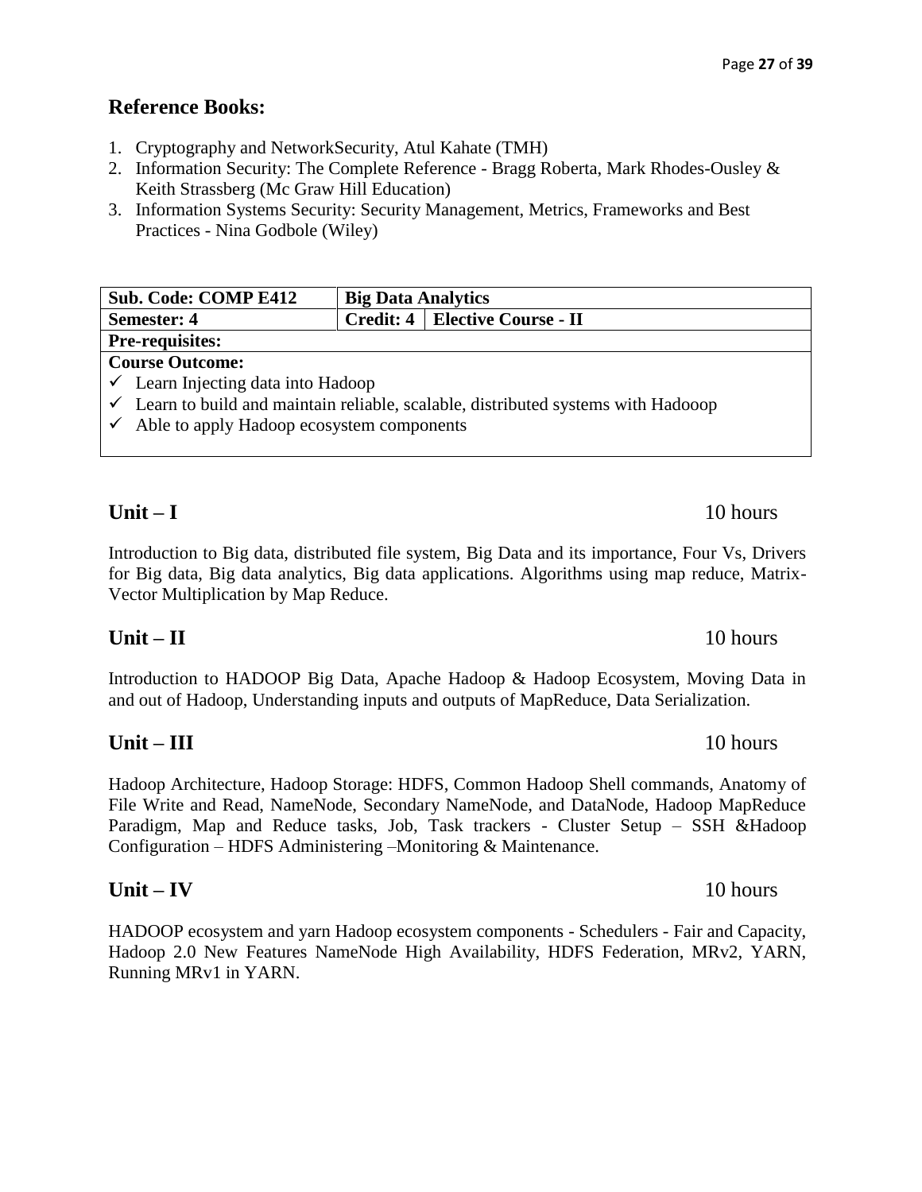## Reference Books:

1. Cryptography and NetworkSecurity, Atul Kahate (TMH)
2. Information Security: The Complete Reference - Bragg Roberta, Mark Rhodes-Ousley & Keith Strassberg (Mc Graw Hill Education)
3. Information Systems Security: Security Management, Metrics, Frameworks and Best Practices - Nina Godbole (Wiley)

| **Sub. Code: COMP E412** | **Big Data Analytics** | |
|---|---|---|
| **Semester: 4** | **Credit: 4** | **Elective Course - II** |
| **Pre-requisites:** | | |
| **Course Outcome:**<br>✓ Learn Injecting data into Hadoop<br>✓ Learn to build and maintain reliable, scalable, distributed systems with Hadooop<br>✓ Able to apply Hadoop ecosystem components | | |

## Unit – I 10 hours

Introduction to Big data, distributed file system, Big Data and its importance, Four Vs, Drivers for Big data, Big data analytics, Big data applications. Algorithms using map reduce, Matrix-Vector Multiplication by Map Reduce.

## Unit – II 10 hours

Introduction to HADOOP Big Data, Apache Hadoop & Hadoop Ecosystem, Moving Data in and out of Hadoop, Understanding inputs and outputs of MapReduce, Data Serialization.

## Unit – III 10 hours

Hadoop Architecture, Hadoop Storage: HDFS, Common Hadoop Shell commands, Anatomy of File Write and Read, NameNode, Secondary NameNode, and DataNode, Hadoop MapReduce Paradigm, Map and Reduce tasks, Job, Task trackers - Cluster Setup – SSH &Hadoop Configuration – HDFS Administering –Monitoring & Maintenance.

## Unit – IV 10 hours

HADOOP ecosystem and yarn Hadoop ecosystem components - Schedulers - Fair and Capacity, Hadoop 2.0 New Features NameNode High Availability, HDFS Federation, MRv2, YARN, Running MRv1 in YARN.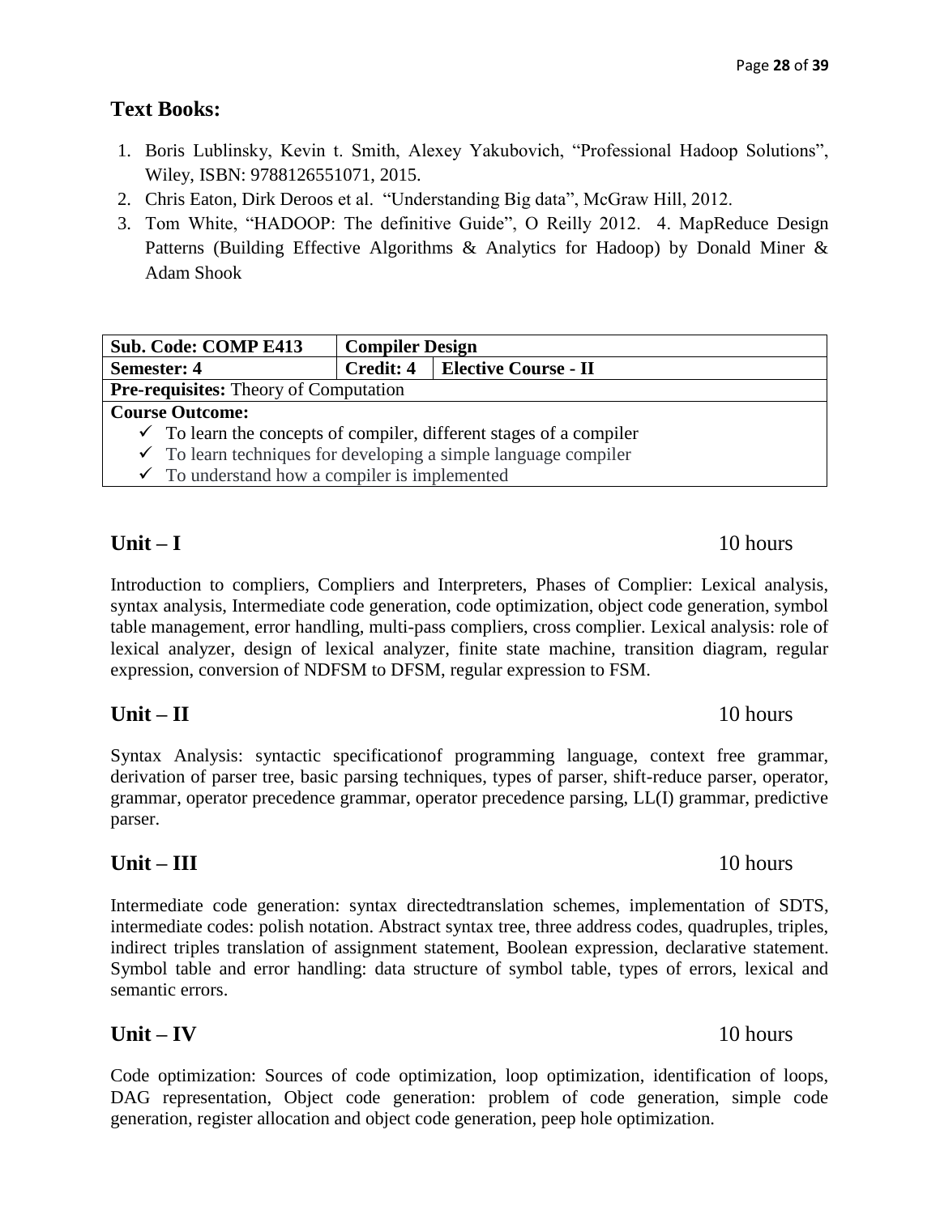## Text Books:

1. Boris Lublinsky, Kevin t. Smith, Alexey Yakubovich, "Professional Hadoop Solutions", Wiley, ISBN: 9788126551071, 2015.
2. Chris Eaton, Dirk Deroos et al. "Understanding Big data", McGraw Hill, 2012.
3. Tom White, "HADOOP: The definitive Guide", O Reilly 2012. 4. MapReduce Design Patterns (Building Effective Algorithms & Analytics for Hadoop) by Donald Miner & Adam Shook

| **Sub. Code: COMP E413** | **Compiler Design** | |
|---|---|---|
| **Semester: 4** | **Credit: 4** | **Elective Course - II** |
| **Pre-requisites:** Theory of Computation | | |
| **Course Outcome:**<br>✓ To learn the concepts of compiler, different stages of a compiler<br>✓ To learn techniques for developing a simple language compiler<br>✓ To understand how a compiler is implemented | | |

## Unit – I 10 hours

Introduction to compliers, Compliers and Interpreters, Phases of Complier: Lexical analysis, syntax analysis, Intermediate code generation, code optimization, object code generation, symbol table management, error handling, multi-pass compliers, cross complier. Lexical analysis: role of lexical analyzer, design of lexical analyzer, finite state machine, transition diagram, regular expression, conversion of NDFSM to DFSM, regular expression to FSM.

## Unit – II 10 hours

Syntax Analysis: syntactic specificationof programming language, context free grammar, derivation of parser tree, basic parsing techniques, types of parser, shift-reduce parser, operator, grammar, operator precedence grammar, operator precedence parsing, LL(I) grammar, predictive parser.

## Unit – III 10 hours

Intermediate code generation: syntax directedtranslation schemes, implementation of SDTS, intermediate codes: polish notation. Abstract syntax tree, three address codes, quadruples, triples, indirect triples translation of assignment statement, Boolean expression, declarative statement. Symbol table and error handling: data structure of symbol table, types of errors, lexical and semantic errors.

## Unit – IV 10 hours

Code optimization: Sources of code optimization, loop optimization, identification of loops, DAG representation, Object code generation: problem of code generation, simple code generation, register allocation and object code generation, peep hole optimization.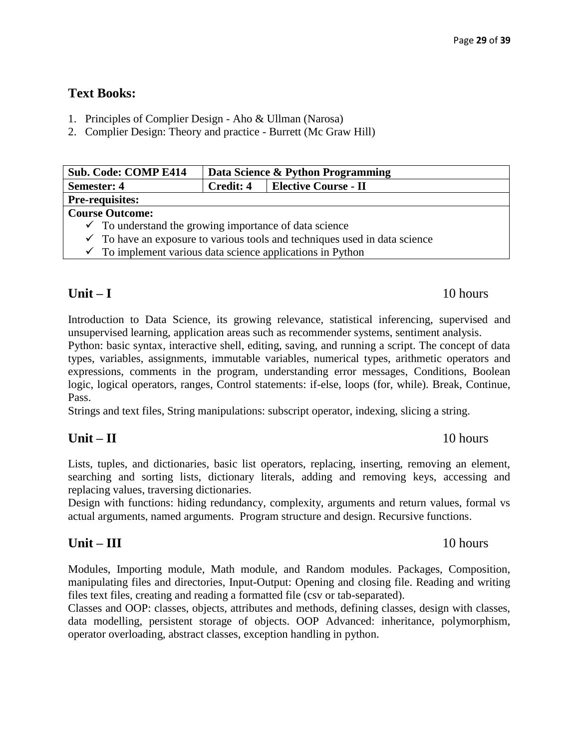## Text Books:

1. Principles of Complier Design - Aho & Ullman (Narosa)
2. Complier Design: Theory and practice - Burrett (Mc Graw Hill)

| Sub. Code: COMP E414 | Data Science & Python Programming | |
|---|---|---|
| **Semester: 4** | **Credit: 4** | **Elective Course - II** |
| **Pre-requisites:** | | |
| **Course Outcome:** ✓ To understand the growing importance of data science ✓ To have an exposure to various tools and techniques used in data science ✓ To implement various data science applications in Python | | |

## Unit – I 10 hours

Introduction to Data Science, its growing relevance, statistical inferencing, supervised and unsupervised learning, application areas such as recommender systems, sentiment analysis.

Python: basic syntax, interactive shell, editing, saving, and running a script. The concept of data types, variables, assignments, immutable variables, numerical types, arithmetic operators and expressions, comments in the program, understanding error messages, Conditions, Boolean logic, logical operators, ranges, Control statements: if-else, loops (for, while). Break, Continue, Pass.

Strings and text files, String manipulations: subscript operator, indexing, slicing a string.

## Unit – II 10 hours

Lists, tuples, and dictionaries, basic list operators, replacing, inserting, removing an element, searching and sorting lists, dictionary literals, adding and removing keys, accessing and replacing values, traversing dictionaries.

Design with functions: hiding redundancy, complexity, arguments and return values, formal vs actual arguments, named arguments. Program structure and design. Recursive functions.

## Unit – III 10 hours

Modules, Importing module, Math module, and Random modules. Packages, Composition, manipulating files and directories, Input-Output: Opening and closing file. Reading and writing files text files, creating and reading a formatted file (csv or tab-separated).

Classes and OOP: classes, objects, attributes and methods, defining classes, design with classes, data modelling, persistent storage of objects. OOP Advanced: inheritance, polymorphism, operator overloading, abstract classes, exception handling in python.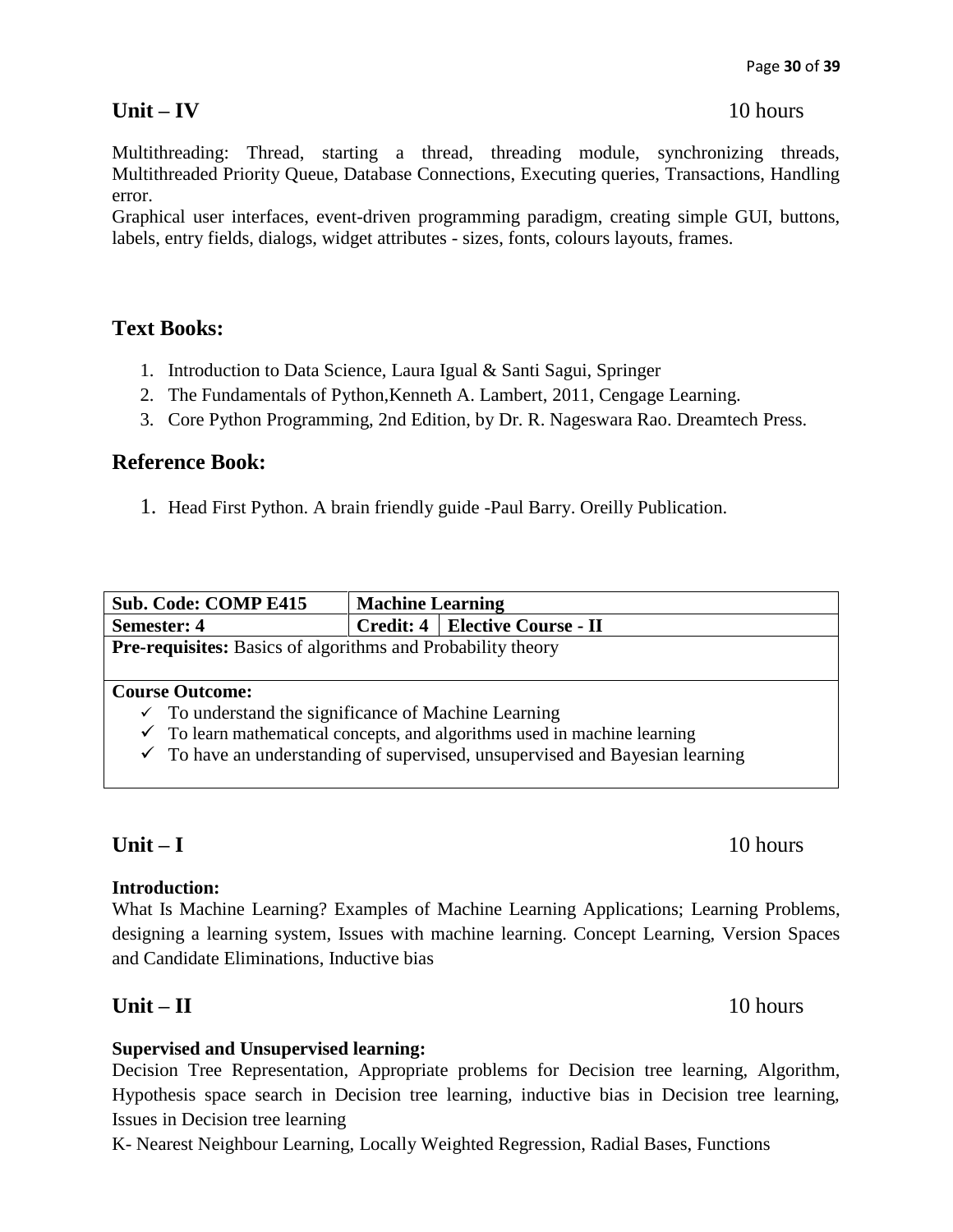## Unit – IV 10 hours

Multithreading: Thread, starting a thread, threading module, synchronizing threads, Multithreaded Priority Queue, Database Connections, Executing queries, Transactions, Handling error.

Graphical user interfaces, event-driven programming paradigm, creating simple GUI, buttons, labels, entry fields, dialogs, widget attributes - sizes, fonts, colours layouts, frames.

## Text Books:

1. Introduction to Data Science, Laura Igual & Santi Sagui, Springer
2. The Fundamentals of Python,Kenneth A. Lambert, 2011, Cengage Learning.
3. Core Python Programming, 2nd Edition, by Dr. R. Nageswara Rao. Dreamtech Press.

## Reference Book:

1. Head First Python. A brain friendly guide -Paul Barry. Oreilly Publication.

| **Sub. Code: COMP E415** | **Machine Learning** | |
|---|---|---|
| **Semester: 4** | **Credit: 4** | **Elective Course - II** |
| **Pre-requisites:** Basics of algorithms and Probability theory | | |

**Course Outcome:**

- ✓ To understand the significance of Machine Learning
- ✓ To learn mathematical concepts, and algorithms used in machine learning
- ✓ To have an understanding of supervised, unsupervised and Bayesian learning

## Unit – I 10 hours

**Introduction:**

What Is Machine Learning? Examples of Machine Learning Applications; Learning Problems, designing a learning system, Issues with machine learning. Concept Learning, Version Spaces and Candidate Eliminations, Inductive bias

## Unit – II 10 hours

**Supervised and Unsupervised learning:**

Decision Tree Representation, Appropriate problems for Decision tree learning, Algorithm, Hypothesis space search in Decision tree learning, inductive bias in Decision tree learning, Issues in Decision tree learning

K- Nearest Neighbour Learning, Locally Weighted Regression, Radial Bases, Functions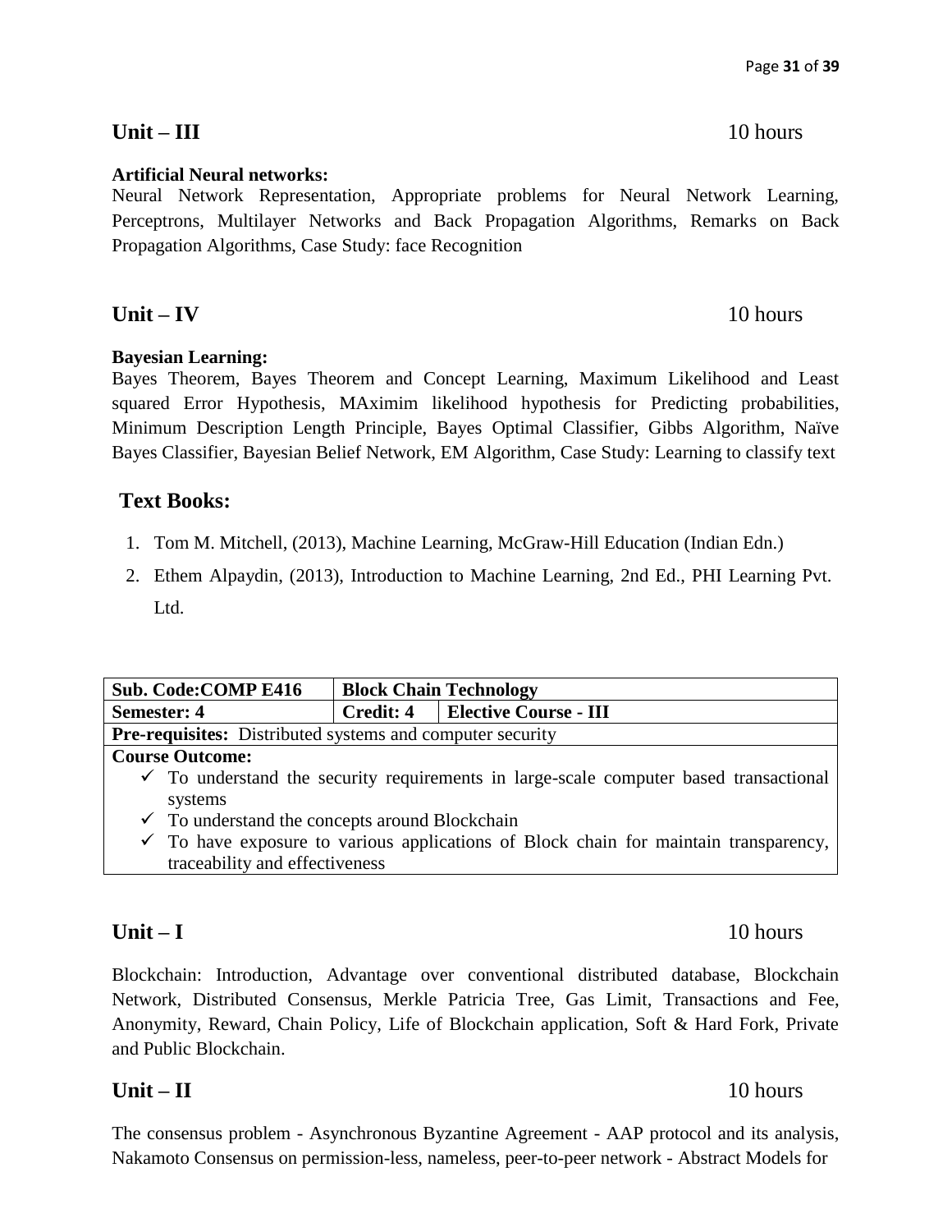## Unit – III  10 hours

**Artificial Neural networks:**
Neural Network Representation, Appropriate problems for Neural Network Learning, Perceptrons, Multilayer Networks and Back Propagation Algorithms, Remarks on Back Propagation Algorithms, Case Study: face Recognition

## Unit – IV  10 hours

**Bayesian Learning:**
Bayes Theorem, Bayes Theorem and Concept Learning, Maximum Likelihood and Least squared Error Hypothesis, MAximim likelihood hypothesis for Predicting probabilities, Minimum Description Length Principle, Bayes Optimal Classifier, Gibbs Algorithm, Naïve Bayes Classifier, Bayesian Belief Network, EM Algorithm, Case Study: Learning to classify text

## Text Books:

1. Tom M. Mitchell, (2013), Machine Learning, McGraw-Hill Education (Indian Edn.)
2. Ethem Alpaydin, (2013), Introduction to Machine Learning, 2nd Ed., PHI Learning Pvt. Ltd.

| **Sub. Code:COMP E416** | **Block Chain Technology** | |
|---|---|---|
| **Semester: 4** | **Credit: 4** | **Elective Course - III** |
| **Pre-requisites:** Distributed systems and computer security | | |
| **Course Outcome:**<br>✓ To understand the security requirements in large-scale computer based transactional systems<br>✓ To understand the concepts around Blockchain<br>✓ To have exposure to various applications of Block chain for maintain transparency, traceability and effectiveness | | |

## Unit – I  10 hours

Blockchain: Introduction, Advantage over conventional distributed database, Blockchain Network, Distributed Consensus, Merkle Patricia Tree, Gas Limit, Transactions and Fee, Anonymity, Reward, Chain Policy, Life of Blockchain application, Soft & Hard Fork, Private and Public Blockchain.

## Unit – II  10 hours

The consensus problem - Asynchronous Byzantine Agreement - AAP protocol and its analysis, Nakamoto Consensus on permission-less, nameless, peer-to-peer network - Abstract Models for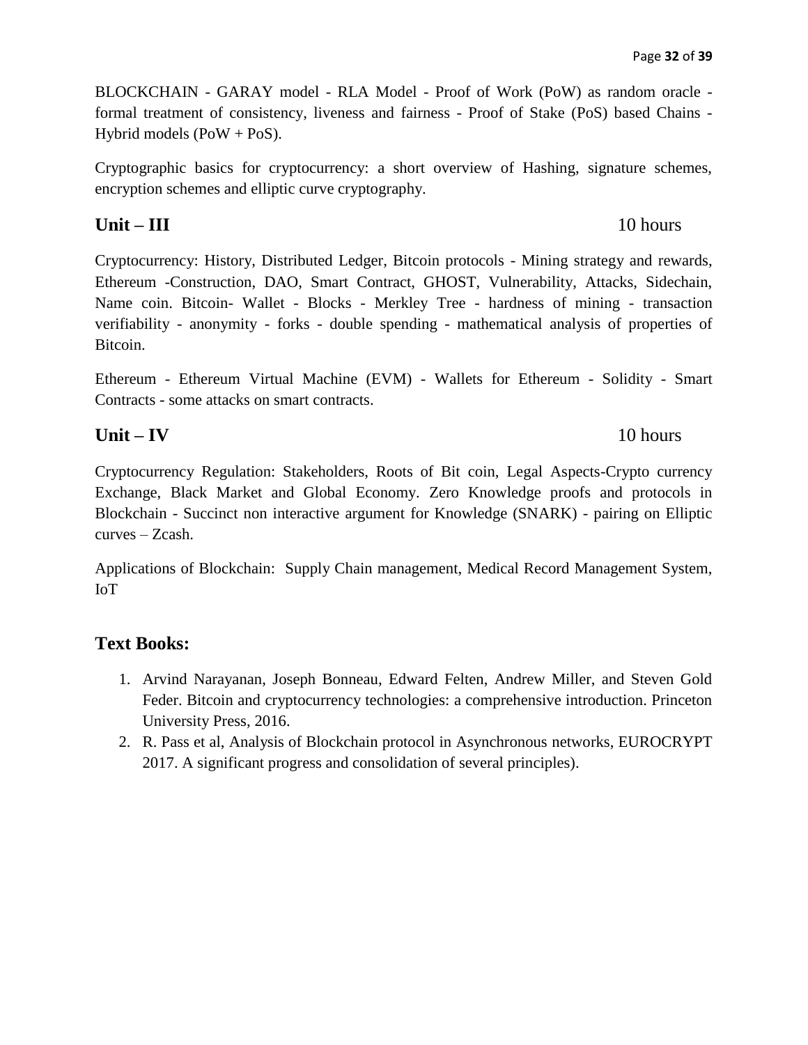BLOCKCHAIN - GARAY model - RLA Model - Proof of Work (PoW) as random oracle - formal treatment of consistency, liveness and fairness - Proof of Stake (PoS) based Chains - Hybrid models (PoW + PoS).

Cryptographic basics for cryptocurrency: a short overview of Hashing, signature schemes, encryption schemes and elliptic curve cryptography.

## Unit – III 10 hours

Cryptocurrency: History, Distributed Ledger, Bitcoin protocols - Mining strategy and rewards, Ethereum -Construction, DAO, Smart Contract, GHOST, Vulnerability, Attacks, Sidechain, Name coin. Bitcoin- Wallet - Blocks - Merkley Tree - hardness of mining - transaction verifiability - anonymity - forks - double spending - mathematical analysis of properties of Bitcoin.

Ethereum - Ethereum Virtual Machine (EVM) - Wallets for Ethereum - Solidity - Smart Contracts - some attacks on smart contracts.

## Unit – IV 10 hours

Cryptocurrency Regulation: Stakeholders, Roots of Bit coin, Legal Aspects-Crypto currency Exchange, Black Market and Global Economy. Zero Knowledge proofs and protocols in Blockchain - Succinct non interactive argument for Knowledge (SNARK) - pairing on Elliptic curves – Zcash.

Applications of Blockchain: Supply Chain management, Medical Record Management System, IoT

## Text Books:

1. Arvind Narayanan, Joseph Bonneau, Edward Felten, Andrew Miller, and Steven Gold Feder. Bitcoin and cryptocurrency technologies: a comprehensive introduction. Princeton University Press, 2016.
2. R. Pass et al, Analysis of Blockchain protocol in Asynchronous networks, EUROCRYPT 2017. A significant progress and consolidation of several principles).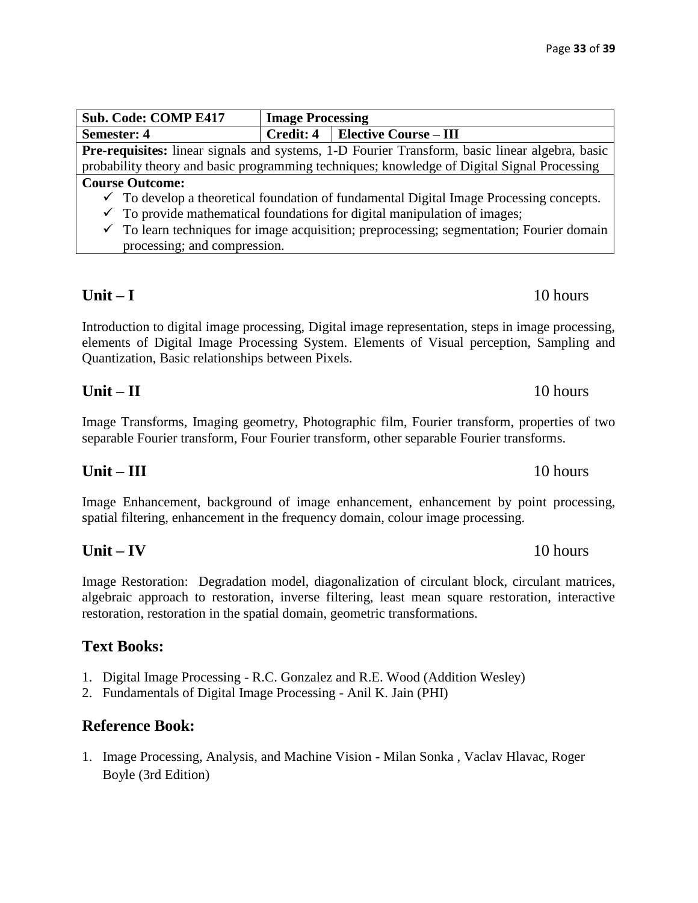| Sub. Code: COMP E417 | Image Processing | |
|---|---|---|
| Semester: 4 | Credit: 4 | Elective Course – III |
| **Pre-requisites:** linear signals and systems, 1-D Fourier Transform, basic linear algebra, basic probability theory and basic programming techniques; knowledge of Digital Signal Processing | | |
| **Course Outcome:** ✓ To develop a theoretical foundation of fundamental Digital Image Processing concepts. ✓ To provide mathematical foundations for digital manipulation of images; ✓ To learn techniques for image acquisition; preprocessing; segmentation; Fourier domain processing; and compression. | | |

## Unit – I 10 hours

Introduction to digital image processing, Digital image representation, steps in image processing, elements of Digital Image Processing System. Elements of Visual perception, Sampling and Quantization, Basic relationships between Pixels.

## Unit – II 10 hours

Image Transforms, Imaging geometry, Photographic film, Fourier transform, properties of two separable Fourier transform, Four Fourier transform, other separable Fourier transforms.

## Unit – III 10 hours

Image Enhancement, background of image enhancement, enhancement by point processing, spatial filtering, enhancement in the frequency domain, colour image processing.

## Unit – IV 10 hours

Image Restoration: Degradation model, diagonalization of circulant block, circulant matrices, algebraic approach to restoration, inverse filtering, least mean square restoration, interactive restoration, restoration in the spatial domain, geometric transformations.

## Text Books:

1. Digital Image Processing - R.C. Gonzalez and R.E. Wood (Addition Wesley)
2. Fundamentals of Digital Image Processing - Anil K. Jain (PHI)

## Reference Book:

1. Image Processing, Analysis, and Machine Vision - Milan Sonka , Vaclav Hlavac, Roger Boyle (3rd Edition)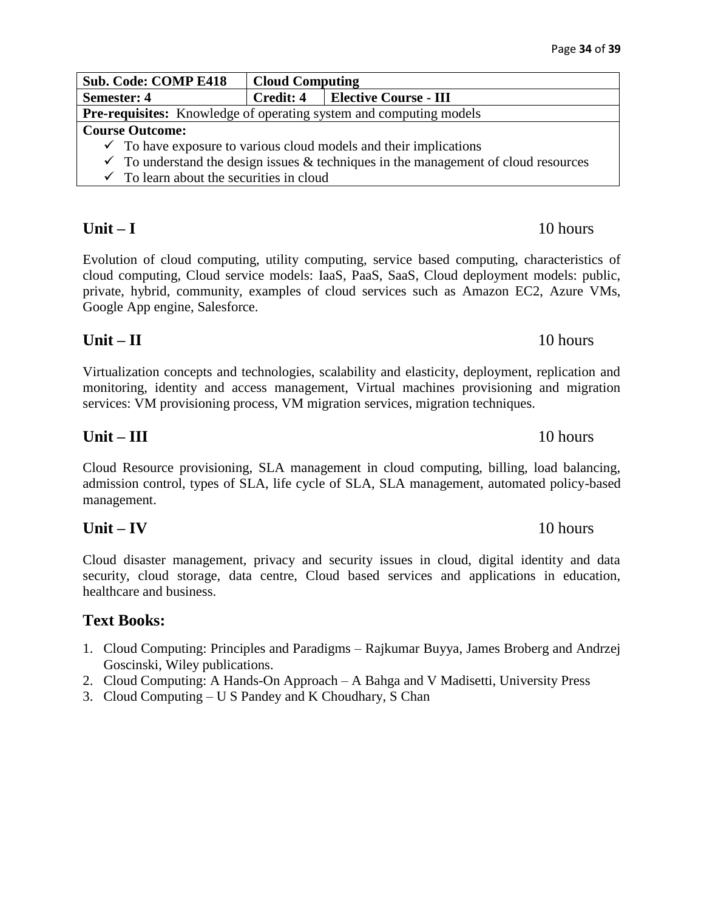| **Sub. Code: COMP E418** | **Cloud Computing** | |
|---|---|---|
| **Semester: 4** | **Credit: 4** | **Elective Course - III** |
| **Pre-requisites:** Knowledge of operating system and computing models | | |
| **Course Outcome:**<br>✓ To have exposure to various cloud models and their implications<br>✓ To understand the design issues & techniques in the management of cloud resources<br>✓ To learn about the securities in cloud | | |

## Unit – I 10 hours

Evolution of cloud computing, utility computing, service based computing, characteristics of cloud computing, Cloud service models: IaaS, PaaS, SaaS, Cloud deployment models: public, private, hybrid, community, examples of cloud services such as Amazon EC2, Azure VMs, Google App engine, Salesforce.

## Unit – II 10 hours

Virtualization concepts and technologies, scalability and elasticity, deployment, replication and monitoring, identity and access management, Virtual machines provisioning and migration services: VM provisioning process, VM migration services, migration techniques.

## Unit – III 10 hours

Cloud Resource provisioning, SLA management in cloud computing, billing, load balancing, admission control, types of SLA, life cycle of SLA, SLA management, automated policy-based management.

## Unit – IV 10 hours

Cloud disaster management, privacy and security issues in cloud, digital identity and data security, cloud storage, data centre, Cloud based services and applications in education, healthcare and business.

## Text Books:

1. Cloud Computing: Principles and Paradigms – Rajkumar Buyya, James Broberg and Andrzej Goscinski, Wiley publications.
2. Cloud Computing: A Hands-On Approach – A Bahga and V Madisetti, University Press
3. Cloud Computing – U S Pandey and K Choudhary, S Chan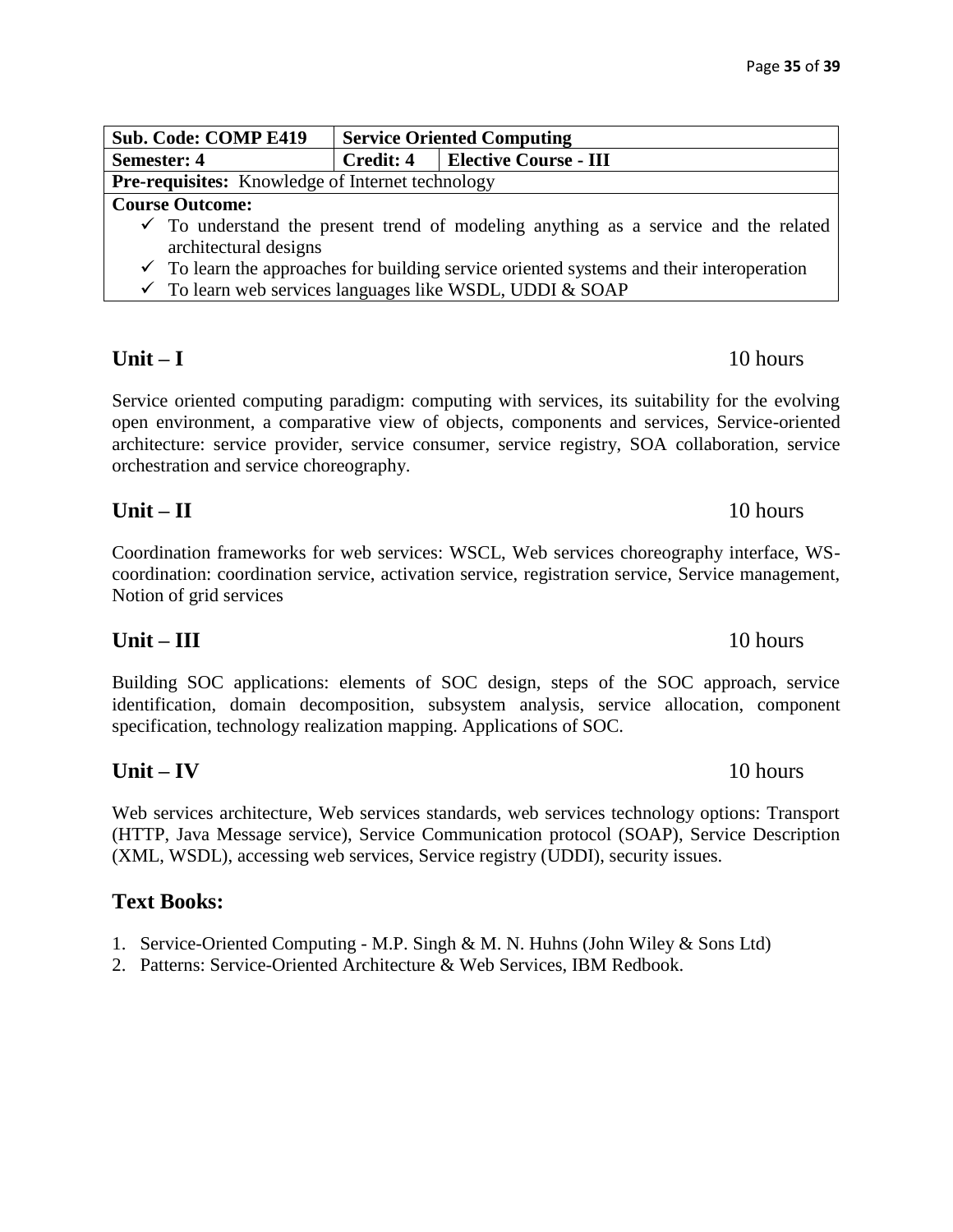| Sub. Code: COMP E419 | Service Oriented Computing | |
|---|---|---|
| Semester: 4 | Credit: 4 | Elective Course - III |
| **Pre-requisites:** Knowledge of Internet technology | | |
| **Course Outcome:** ✓ To understand the present trend of modeling anything as a service and the related architectural designs ✓ To learn the approaches for building service oriented systems and their interoperation ✓ To learn web services languages like WSDL, UDDI & SOAP | | |

## Unit – I                10 hours

Service oriented computing paradigm: computing with services, its suitability for the evolving open environment, a comparative view of objects, components and services, Service-oriented architecture: service provider, service consumer, service registry, SOA collaboration, service orchestration and service choreography.

## Unit – II                10 hours

Coordination frameworks for web services: WSCL, Web services choreography interface, WS-coordination: coordination service, activation service, registration service, Service management, Notion of grid services

## Unit – III                10 hours

Building SOC applications: elements of SOC design, steps of the SOC approach, service identification, domain decomposition, subsystem analysis, service allocation, component specification, technology realization mapping. Applications of SOC.

## Unit – IV                10 hours

Web services architecture, Web services standards, web services technology options: Transport (HTTP, Java Message service), Service Communication protocol (SOAP), Service Description (XML, WSDL), accessing web services, Service registry (UDDI), security issues.

## Text Books:

1. Service-Oriented Computing - M.P. Singh & M. N. Huhns (John Wiley & Sons Ltd)
2. Patterns: Service-Oriented Architecture & Web Services, IBM Redbook.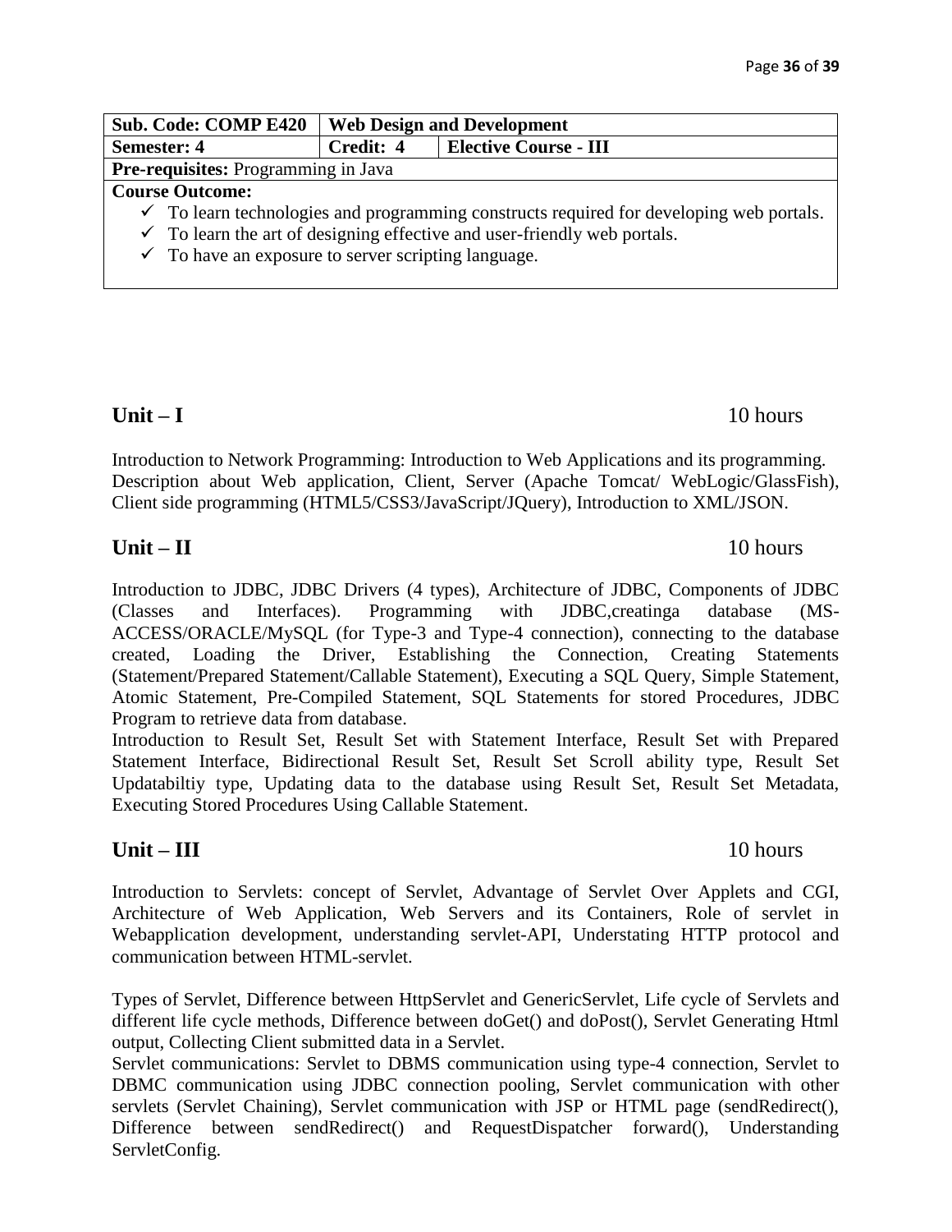| Sub. Code: COMP E420 | Web Design and Development | |
|---|---|---|
| **Semester: 4** | **Credit: 4** | **Elective Course - III** |
| **Pre-requisites:** Programming in Java | | |
| **Course Outcome:**<br>✓ To learn technologies and programming constructs required for developing web portals.<br>✓ To learn the art of designing effective and user-friendly web portals.<br>✓ To have an exposure to server scripting language. | | |

## Unit – I 10 hours

Introduction to Network Programming: Introduction to Web Applications and its programming. Description about Web application, Client, Server (Apache Tomcat/ WebLogic/GlassFish), Client side programming (HTML5/CSS3/JavaScript/JQuery), Introduction to XML/JSON.

## Unit – II 10 hours

Introduction to JDBC, JDBC Drivers (4 types), Architecture of JDBC, Components of JDBC (Classes and Interfaces). Programming with JDBC,creatinga database (MS-ACCESS/ORACLE/MySQL (for Type-3 and Type-4 connection), connecting to the database created, Loading the Driver, Establishing the Connection, Creating Statements (Statement/Prepared Statement/Callable Statement), Executing a SQL Query, Simple Statement, Atomic Statement, Pre-Compiled Statement, SQL Statements for stored Procedures, JDBC Program to retrieve data from database.
Introduction to Result Set, Result Set with Statement Interface, Result Set with Prepared Statement Interface, Bidirectional Result Set, Result Set Scroll ability type, Result Set Updatabiltiy type, Updating data to the database using Result Set, Result Set Metadata, Executing Stored Procedures Using Callable Statement.

## Unit – III 10 hours

Introduction to Servlets: concept of Servlet, Advantage of Servlet Over Applets and CGI, Architecture of Web Application, Web Servers and its Containers, Role of servlet in Webapplication development, understanding servlet-API, Understating HTTP protocol and communication between HTML-servlet.

Types of Servlet, Difference between HttpServlet and GenericServlet, Life cycle of Servlets and different life cycle methods, Difference between doGet() and doPost(), Servlet Generating Html output, Collecting Client submitted data in a Servlet.
Servlet communications: Servlet to DBMS communication using type-4 connection, Servlet to DBMC communication using JDBC connection pooling, Servlet communication with other servlets (Servlet Chaining), Servlet communication with JSP or HTML page (sendRedirect(), Difference between sendRedirect() and RequestDispatcher forward(), Understanding ServletConfig.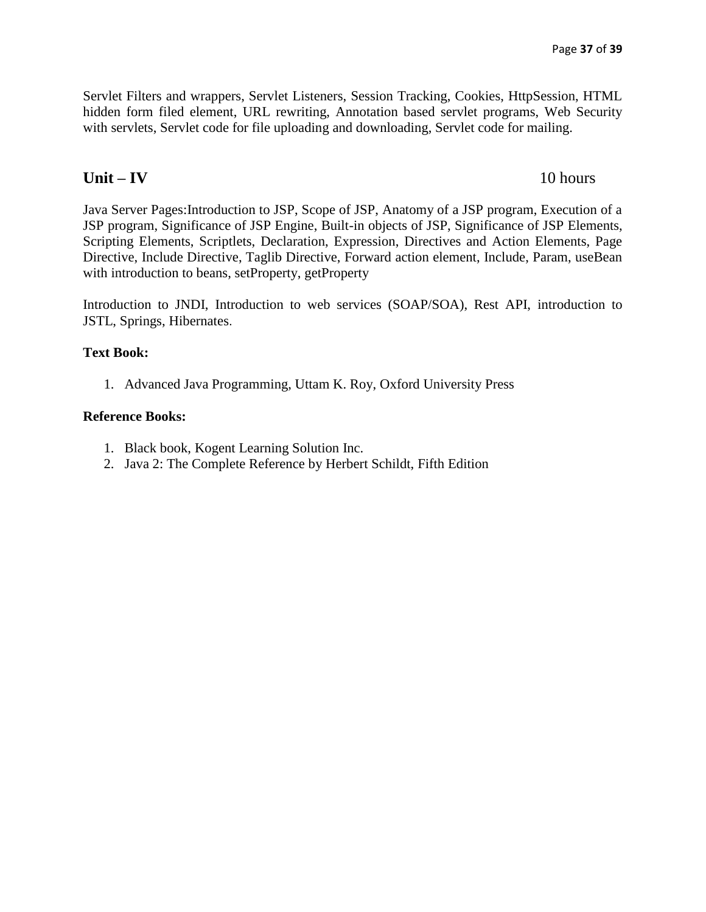Servlet Filters and wrappers, Servlet Listeners, Session Tracking, Cookies, HttpSession, HTML hidden form filed element, URL rewriting, Annotation based servlet programs, Web Security with servlets, Servlet code for file uploading and downloading, Servlet code for mailing.

## Unit – IV 10 hours

Java Server Pages:Introduction to JSP, Scope of JSP, Anatomy of a JSP program, Execution of a JSP program, Significance of JSP Engine, Built-in objects of JSP, Significance of JSP Elements, Scripting Elements, Scriptlets, Declaration, Expression, Directives and Action Elements, Page Directive, Include Directive, Taglib Directive, Forward action element, Include, Param, useBean with introduction to beans, setProperty, getProperty

Introduction to JNDI, Introduction to web services (SOAP/SOA), Rest API, introduction to JSTL, Springs, Hibernates.

**Text Book:**

1. Advanced Java Programming, Uttam K. Roy, Oxford University Press

**Reference Books:**

1. Black book, Kogent Learning Solution Inc.
2. Java 2: The Complete Reference by Herbert Schildt, Fifth Edition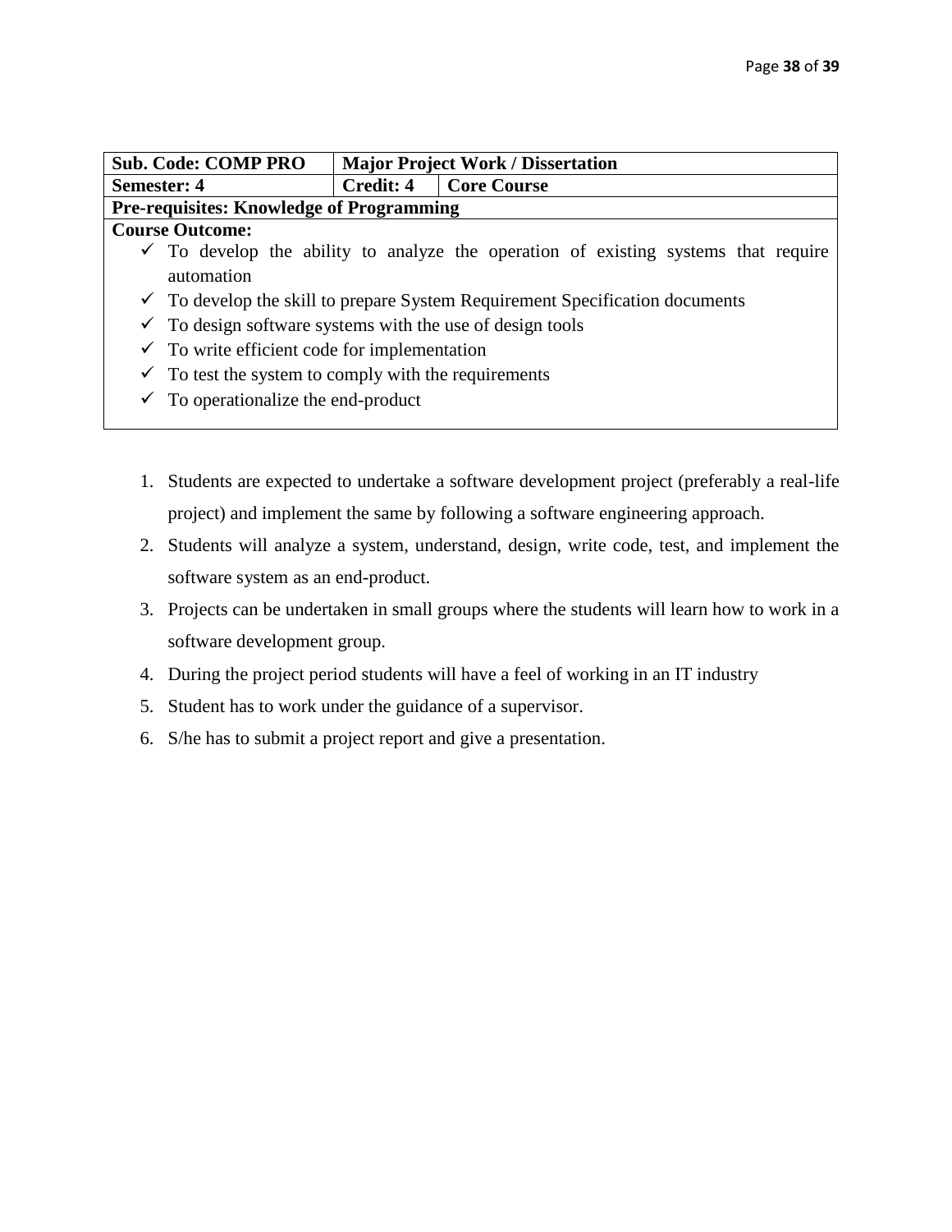| Sub. Code: COMP PRO | Major Project Work / Dissertation | |
|---|---|---|
| Semester: 4 | Credit: 4 | Core Course |
| Pre-requisites: Knowledge of Programming | | |

**Course Outcome:**

- ✓ To develop the ability to analyze the operation of existing systems that require automation
- ✓ To develop the skill to prepare System Requirement Specification documents
- ✓ To design software systems with the use of design tools
- ✓ To write efficient code for implementation
- ✓ To test the system to comply with the requirements
- ✓ To operationalize the end-product

1. Students are expected to undertake a software development project (preferably a real-life project) and implement the same by following a software engineering approach.
2. Students will analyze a system, understand, design, write code, test, and implement the software system as an end-product.
3. Projects can be undertaken in small groups where the students will learn how to work in a software development group.
4. During the project period students will have a feel of working in an IT industry
5. Student has to work under the guidance of a supervisor.
6. S/he has to submit a project report and give a presentation.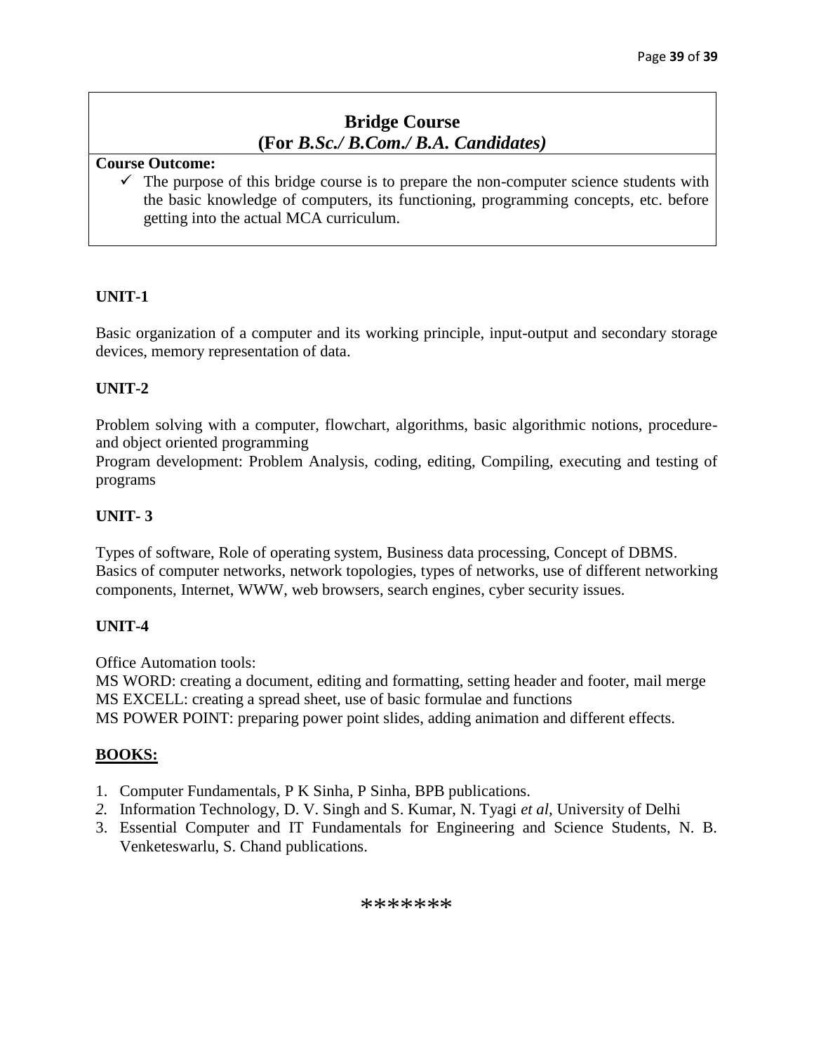# Bridge Course
## (For *B.Sc./ B.Com./ B.A. Candidates)*

**Course Outcome:**

- ✓ The purpose of this bridge course is to prepare the non-computer science students with the basic knowledge of computers, its functioning, programming concepts, etc. before getting into the actual MCA curriculum.

**UNIT-1**

Basic organization of a computer and its working principle, input-output and secondary storage devices, memory representation of data.

**UNIT-2**

Problem solving with a computer, flowchart, algorithms, basic algorithmic notions, procedure-and object oriented programming

Program development: Problem Analysis, coding, editing, Compiling, executing and testing of programs

**UNIT- 3**

Types of software, Role of operating system, Business data processing, Concept of DBMS.
Basics of computer networks, network topologies, types of networks, use of different networking components, Internet, WWW, web browsers, search engines, cyber security issues.

**UNIT-4**

Office Automation tools:
MS WORD: creating a document, editing and formatting, setting header and footer, mail merge
MS EXCELL: creating a spread sheet, use of basic formulae and functions
MS POWER POINT: preparing power point slides, adding animation and different effects.

**<u>BOOKS:</u>**

1. Computer Fundamentals, P K Sinha, P Sinha, BPB publications.
2. Information Technology, D. V. Singh and S. Kumar, N. Tyagi *et al*, University of Delhi
3. Essential Computer and IT Fundamentals for Engineering and Science Students, N. B. Venketeswarlu, S. Chand publications.

*******